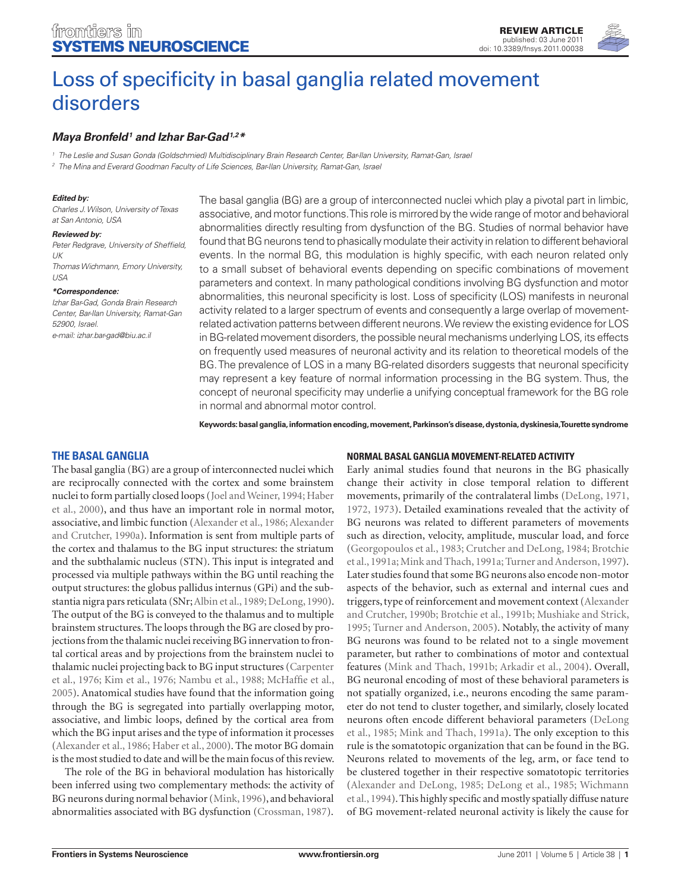REVIEW ARTICLE
published: 03 June 2011
doi: 10.3389/fnsys.2011.00038

# Loss of specificity in basal ganglia related movement disorders

***Maya Bronfeld*[1] *and Izhar Bar-Gad*[1,2]***

[1] The Leslie and Susan Gonda (Goldschmied) Multidisciplinary Brain Research Center, Bar-Ilan University, Ramat-Gan, Israel

[2] The Mina and Everard Goodman Faculty of Life Sciences, Bar-Ilan University, Ramat-Gan, Israel

***Edited by:***
*Charles J. Wilson, University of Texas at San Antonio, USA*

***Reviewed by:***
*Peter Redgrave, University of Sheffield, UK*
*Thomas Wichmann, Emory University, USA*

***\*Correspondence:***
*Izhar Bar-Gad, Gonda Brain Research Center, Bar-Ilan University, Ramat-Gan 52900, Israel.*
*e-mail: izhar.bar-gad@biu.ac.il*

The basal ganglia (BG) are a group of interconnected nuclei which play a pivotal part in limbic, associative, and motor functions. This role is mirrored by the wide range of motor and behavioral abnormalities directly resulting from dysfunction of the BG. Studies of normal behavior have found that BG neurons tend to phasically modulate their activity in relation to different behavioral events. In the normal BG, this modulation is highly specific, with each neuron related only to a small subset of behavioral events depending on specific combinations of movement parameters and context. In many pathological conditions involving BG dysfunction and motor abnormalities, this neuronal specificity is lost. Loss of specificity (LOS) manifests in neuronal activity related to a larger spectrum of events and consequently a large overlap of movement-related activation patterns between different neurons. We review the existing evidence for LOS in BG-related movement disorders, the possible neural mechanisms underlying LOS, its effects on frequently used measures of neuronal activity and its relation to theoretical models of the BG. The prevalence of LOS in a many BG-related disorders suggests that neuronal specificity may represent a key feature of normal information processing in the BG system. Thus, the concept of neuronal specificity may underlie a unifying conceptual framework for the BG role in normal and abnormal motor control.

**Keywords: basal ganglia, information encoding, movement, Parkinson's disease, dystonia, dyskinesia, Tourette syndrome**

## THE BASAL GANGLIA

The basal ganglia (BG) are a group of interconnected nuclei which are reciprocally connected with the cortex and some brainstem nuclei to form partially closed loops (Joel and Weiner, 1994; Haber et al., 2000), and thus have an important role in normal motor, associative, and limbic function (Alexander et al., 1986; Alexander and Crutcher, 1990a). Information is sent from multiple parts of the cortex and thalamus to the BG input structures: the striatum and the subthalamic nucleus (STN). This input is integrated and processed via multiple pathways within the BG until reaching the output structures: the globus pallidus internus (GPi) and the substantia nigra pars reticulata (SNr; Albin et al., 1989; DeLong, 1990). The output of the BG is conveyed to the thalamus and to multiple brainstem structures. The loops through the BG are closed by projections from the thalamic nuclei receiving BG innervation to frontal cortical areas and by projections from the brainstem nuclei to thalamic nuclei projecting back to BG input structures (Carpenter et al., 1976; Kim et al., 1976; Nambu et al., 1988; McHaffie et al., 2005). Anatomical studies have found that the information going through the BG is segregated into partially overlapping motor, associative, and limbic loops, defined by the cortical area from which the BG input arises and the type of information it processes (Alexander et al., 1986; Haber et al., 2000). The motor BG domain is the most studied to date and will be the main focus of this review.

The role of the BG in behavioral modulation has historically been inferred using two complementary methods: the activity of BG neurons during normal behavior (Mink, 1996), and behavioral abnormalities associated with BG dysfunction (Crossman, 1987).

### NORMAL BASAL GANGLIA MOVEMENT-RELATED ACTIVITY

Early animal studies found that neurons in the BG phasically change their activity in close temporal relation to different movements, primarily of the contralateral limbs (DeLong, 1971, 1972, 1973). Detailed examinations revealed that the activity of BG neurons was related to different parameters of movements such as direction, velocity, amplitude, muscular load, and force (Georgopoulos et al., 1983; Crutcher and DeLong, 1984; Brotchie et al., 1991a; Mink and Thach, 1991a; Turner and Anderson, 1997). Later studies found that some BG neurons also encode non-motor aspects of the behavior, such as external and internal cues and triggers, type of reinforcement and movement context (Alexander and Crutcher, 1990b; Brotchie et al., 1991b; Mushiake and Strick, 1995; Turner and Anderson, 2005). Notably, the activity of many BG neurons was found to be related not to a single movement parameter, but rather to combinations of motor and contextual features (Mink and Thach, 1991b; Arkadir et al., 2004). Overall, BG neuronal encoding of most of these behavioral parameters is not spatially organized, i.e., neurons encoding the same parameter do not tend to cluster together, and similarly, closely located neurons often encode different behavioral parameters (DeLong et al., 1985; Mink and Thach, 1991a). The only exception to this rule is the somatotopic organization that can be found in the BG. Neurons related to movements of the leg, arm, or face tend to be clustered together in their respective somatotopic territories (Alexander and DeLong, 1985; DeLong et al., 1985; Wichmann et al., 1994). This highly specific and mostly spatially diffuse nature of BG movement-related neuronal activity is likely the cause for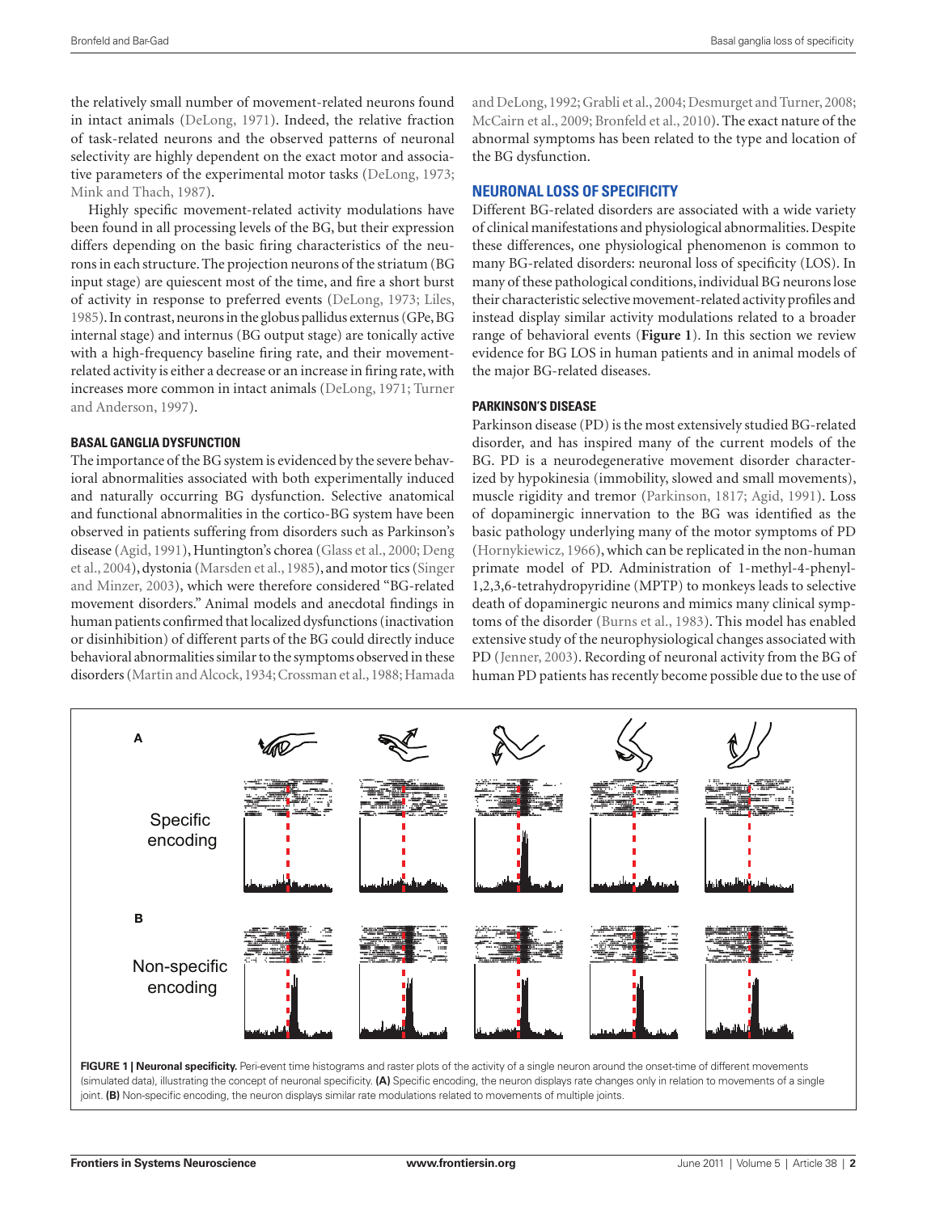the relatively small number of movement-related neurons found in intact animals (DeLong, 1971). Indeed, the relative fraction of task-related neurons and the observed patterns of neuronal selectivity are highly dependent on the exact motor and associative parameters of the experimental motor tasks (DeLong, 1973; Mink and Thach, 1987).

Highly specific movement-related activity modulations have been found in all processing levels of the BG, but their expression differs depending on the basic firing characteristics of the neurons in each structure. The projection neurons of the striatum (BG input stage) are quiescent most of the time, and fire a short burst of activity in response to preferred events (DeLong, 1973; Liles, 1985). In contrast, neurons in the globus pallidus externus (GPe, BG internal stage) and internus (BG output stage) are tonically active with a high-frequency baseline firing rate, and their movement-related activity is either a decrease or an increase in firing rate, with increases more common in intact animals (DeLong, 1971; Turner and Anderson, 1997).

### BASAL GANGLIA DYSFUNCTION

The importance of the BG system is evidenced by the severe behavioral abnormalities associated with both experimentally induced and naturally occurring BG dysfunction. Selective anatomical and functional abnormalities in the cortico-BG system have been observed in patients suffering from disorders such as Parkinson's disease (Agid, 1991), Huntington's chorea (Glass et al., 2000; Deng et al., 2004), dystonia (Marsden et al., 1985), and motor tics (Singer and Minzer, 2003), which were therefore considered "BG-related movement disorders." Animal models and anecdotal findings in human patients confirmed that localized dysfunctions (inactivation or disinhibition) of different parts of the BG could directly induce behavioral abnormalities similar to the symptoms observed in these disorders (Martin and Alcock, 1934; Crossman et al., 1988; Hamada and DeLong, 1992; Grabli et al., 2004; Desmurget and Turner, 2008; McCairn et al., 2009; Bronfeld et al., 2010). The exact nature of the abnormal symptoms has been related to the type and location of the BG dysfunction.

## NEURONAL LOSS OF SPECIFICITY

Different BG-related disorders are associated with a wide variety of clinical manifestations and physiological abnormalities. Despite these differences, one physiological phenomenon is common to many BG-related disorders: neuronal loss of specificity (LOS). In many of these pathological conditions, individual BG neurons lose their characteristic selective movement-related activity profiles and instead display similar activity modulations related to a broader range of behavioral events (**Figure 1**). In this section we review evidence for BG LOS in human patients and in animal models of the major BG-related diseases.

### PARKINSON'S DISEASE

Parkinson disease (PD) is the most extensively studied BG-related disorder, and has inspired many of the current models of the BG. PD is a neurodegenerative movement disorder characterized by hypokinesia (immobility, slowed and small movements), muscle rigidity and tremor (Parkinson, 1817; Agid, 1991). Loss of dopaminergic innervation to the BG was identified as the basic pathology underlying many of the motor symptoms of PD (Hornykiewicz, 1966), which can be replicated in the non-human primate model of PD. Administration of 1-methyl-4-phenyl-1,2,3,6-tetrahydropyridine (MPTP) to monkeys leads to selective death of dopaminergic neurons and mimics many clinical symptoms of the disorder (Burns et al., 1983). This model has enabled extensive study of the neurophysiological changes associated with PD (Jenner, 2003). Recording of neuronal activity from the BG of human PD patients has recently become possible due to the use of

**FIGURE 1 | Neuronal specificity.** Peri-event time histograms and raster plots of the activity of a single neuron around the onset-time of different movements (simulated data), illustrating the concept of neuronal specificity. **(A)** Specific encoding, the neuron displays rate changes only in relation to movements of a single joint. **(B)** Non-specific encoding, the neuron displays similar rate modulations related to movements of multiple joints.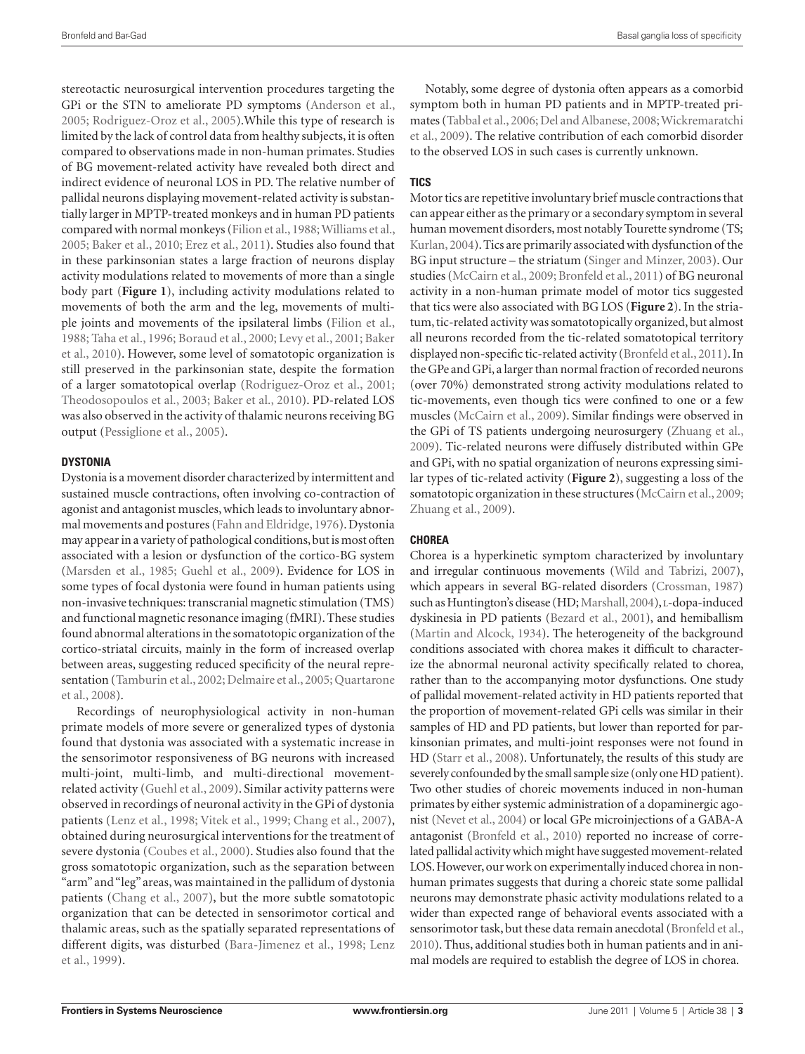stereotactic neurosurgical intervention procedures targeting the GPi or the STN to ameliorate PD symptoms (Anderson et al., 2005; Rodriguez-Oroz et al., 2005).While this type of research is limited by the lack of control data from healthy subjects, it is often compared to observations made in non-human primates. Studies of BG movement-related activity have revealed both direct and indirect evidence of neuronal LOS in PD. The relative number of pallidal neurons displaying movement-related activity is substantially larger in MPTP-treated monkeys and in human PD patients compared with normal monkeys (Filion et al., 1988; Williams et al., 2005; Baker et al., 2010; Erez et al., 2011). Studies also found that in these parkinsonian states a large fraction of neurons display activity modulations related to movements of more than a single body part (**Figure 1**), including activity modulations related to movements of both the arm and the leg, movements of multiple joints and movements of the ipsilateral limbs (Filion et al., 1988; Taha et al., 1996; Boraud et al., 2000; Levy et al., 2001; Baker et al., 2010). However, some level of somatotopic organization is still preserved in the parkinsonian state, despite the formation of a larger somatotopical overlap (Rodriguez-Oroz et al., 2001; Theodosopoulos et al., 2003; Baker et al., 2010). PD-related LOS was also observed in the activity of thalamic neurons receiving BG output (Pessiglione et al., 2005).

### DYSTONIA

Dystonia is a movement disorder characterized by intermittent and sustained muscle contractions, often involving co-contraction of agonist and antagonist muscles, which leads to involuntary abnormal movements and postures (Fahn and Eldridge, 1976). Dystonia may appear in a variety of pathological conditions, but is most often associated with a lesion or dysfunction of the cortico-BG system (Marsden et al., 1985; Guehl et al., 2009). Evidence for LOS in some types of focal dystonia were found in human patients using non-invasive techniques: transcranial magnetic stimulation (TMS) and functional magnetic resonance imaging (fMRI). These studies found abnormal alterations in the somatotopic organization of the cortico-striatal circuits, mainly in the form of increased overlap between areas, suggesting reduced specificity of the neural representation (Tamburin et al., 2002; Delmaire et al., 2005; Quartarone et al., 2008).

Recordings of neurophysiological activity in non-human primate models of more severe or generalized types of dystonia found that dystonia was associated with a systematic increase in the sensorimotor responsiveness of BG neurons with increased multi-joint, multi-limb, and multi-directional movement-related activity (Guehl et al., 2009). Similar activity patterns were observed in recordings of neuronal activity in the GPi of dystonia patients (Lenz et al., 1998; Vitek et al., 1999; Chang et al., 2007), obtained during neurosurgical interventions for the treatment of severe dystonia (Coubes et al., 2000). Studies also found that the gross somatotopic organization, such as the separation between "arm" and "leg" areas, was maintained in the pallidum of dystonia patients (Chang et al., 2007), but the more subtle somatotopic organization that can be detected in sensorimotor cortical and thalamic areas, such as the spatially separated representations of different digits, was disturbed (Bara-Jimenez et al., 1998; Lenz et al., 1999).

Notably, some degree of dystonia often appears as a comorbid symptom both in human PD patients and in MPTP-treated primates (Tabbal et al., 2006; Del and Albanese, 2008; Wickremaratchi et al., 2009). The relative contribution of each comorbid disorder to the observed LOS in such cases is currently unknown.

### TICS

Motor tics are repetitive involuntary brief muscle contractions that can appear either as the primary or a secondary symptom in several human movement disorders, most notably Tourette syndrome (TS; Kurlan, 2004). Tics are primarily associated with dysfunction of the BG input structure – the striatum (Singer and Minzer, 2003). Our studies (McCairn et al., 2009; Bronfeld et al., 2011) of BG neuronal activity in a non-human primate model of motor tics suggested that tics were also associated with BG LOS (**Figure 2**). In the striatum, tic-related activity was somatotopically organized, but almost all neurons recorded from the tic-related somatotopical territory displayed non-specific tic-related activity (Bronfeld et al., 2011). In the GPe and GPi, a larger than normal fraction of recorded neurons (over 70%) demonstrated strong activity modulations related to tic-movements, even though tics were confined to one or a few muscles (McCairn et al., 2009). Similar findings were observed in the GPi of TS patients undergoing neurosurgery (Zhuang et al., 2009). Tic-related neurons were diffusely distributed within GPe and GPi, with no spatial organization of neurons expressing similar types of tic-related activity (**Figure 2**), suggesting a loss of the somatotopic organization in these structures (McCairn et al., 2009; Zhuang et al., 2009).

### CHOREA

Chorea is a hyperkinetic symptom characterized by involuntary and irregular continuous movements (Wild and Tabrizi, 2007), which appears in several BG-related disorders (Crossman, 1987) such as Huntington's disease (HD; Marshall, 2004), L-dopa-induced dyskinesia in PD patients (Bezard et al., 2001), and hemiballism (Martin and Alcock, 1934). The heterogeneity of the background conditions associated with chorea makes it difficult to characterize the abnormal neuronal activity specifically related to chorea, rather than to the accompanying motor dysfunctions. One study of pallidal movement-related activity in HD patients reported that the proportion of movement-related GPi cells was similar in their samples of HD and PD patients, but lower than reported for parkinsonian primates, and multi-joint responses were not found in HD (Starr et al., 2008). Unfortunately, the results of this study are severely confounded by the small sample size (only one HD patient). Two other studies of choreic movements induced in non-human primates by either systemic administration of a dopaminergic agonist (Nevet et al., 2004) or local GPe microinjections of a GABA-A antagonist (Bronfeld et al., 2010) reported no increase of correlated pallidal activity which might have suggested movement-related LOS. However, our work on experimentally induced chorea in non-human primates suggests that during a choreic state some pallidal neurons may demonstrate phasic activity modulations related to a wider than expected range of behavioral events associated with a sensorimotor task, but these data remain anecdotal (Bronfeld et al., 2010). Thus, additional studies both in human patients and in animal models are required to establish the degree of LOS in chorea.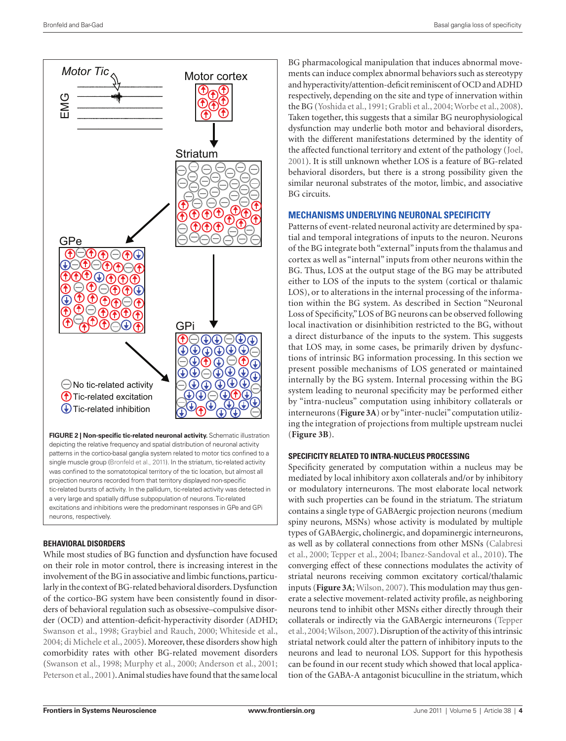FIGURE 2 | **Non-specific tic-related neuronal activity.** Schematic illustration depicting the relative frequency and spatial distribution of neuronal activity patterns in the cortico-basal ganglia system related to motor tics confined to a single muscle group (Bronfeld et al., 2011). In the striatum, tic-related activity was confined to the somatotopical territory of the tic location, but almost all projection neurons recorded from that territory displayed non-specific tic-related bursts of activity. In the pallidum, tic-related activity was detected in a very large and spatially diffuse subpopulation of neurons. Tic-related excitations and inhibitions were the predominant responses in GPe and GPi neurons, respectively.

### BEHAVIORAL DISORDERS

While most studies of BG function and dysfunction have focused on their role in motor control, there is increasing interest in the involvement of the BG in associative and limbic functions, particularly in the context of BG-related behavioral disorders. Dysfunction of the cortico-BG system have been consistently found in disorders of behavioral regulation such as obsessive–compulsive disorder (OCD) and attention-deficit-hyperactivity disorder (ADHD; Swanson et al., 1998; Graybiel and Rauch, 2000; Whiteside et al., 2004; di Michele et al., 2005). Moreover, these disorders show high comorbidity rates with other BG-related movement disorders (Swanson et al., 1998; Murphy et al., 2000; Anderson et al., 2001; Peterson et al., 2001). Animal studies have found that the same local BG pharmacological manipulation that induces abnormal movements can induce complex abnormal behaviors such as stereotypy and hyperactivity/attention-deficit reminiscent of OCD and ADHD respectively, depending on the site and type of innervation within the BG (Yoshida et al., 1991; Grabli et al., 2004; Worbe et al., 2008). Taken together, this suggests that a similar BG neurophysiological dysfunction may underlie both motor and behavioral disorders, with the different manifestations determined by the identity of the affected functional territory and extent of the pathology (Joel, 2001). It is still unknown whether LOS is a feature of BG-related behavioral disorders, but there is a strong possibility given the similar neuronal substrates of the motor, limbic, and associative BG circuits.

## MECHANISMS UNDERLYING NEURONAL SPECIFICITY

Patterns of event-related neuronal activity are determined by spatial and temporal integrations of inputs to the neuron. Neurons of the BG integrate both "external" inputs from the thalamus and cortex as well as "internal" inputs from other neurons within the BG. Thus, LOS at the output stage of the BG may be attributed either to LOS of the inputs to the system (cortical or thalamic LOS), or to alterations in the internal processing of the information within the BG system. As described in Section "Neuronal Loss of Specificity," LOS of BG neurons can be observed following local inactivation or disinhibition restricted to the BG, without a direct disturbance of the inputs to the system. This suggests that LOS may, in some cases, be primarily driven by dysfunctions of intrinsic BG information processing. In this section we present possible mechanisms of LOS generated or maintained internally by the BG system. Internal processing within the BG system leading to neuronal specificity may be performed either by "intra-nucleus" computation using inhibitory collaterals or interneurons (**Figure 3A**) or by "inter-nuclei" computation utilizing the integration of projections from multiple upstream nuclei (**Figure 3B**).

### SPECIFICITY RELATED TO INTRA-NUCLEUS PROCESSING

Specificity generated by computation within a nucleus may be mediated by local inhibitory axon collaterals and/or by inhibitory or modulatory interneurons. The most elaborate local network with such properties can be found in the striatum. The striatum contains a single type of GABAergic projection neurons (medium spiny neurons, MSNs) whose activity is modulated by multiple types of GABAergic, cholinergic, and dopaminergic interneurons, as well as by collateral connections from other MSNs (Calabresi et al., 2000; Tepper et al., 2004; Ibanez-Sandoval et al., 2010). The converging effect of these connections modulates the activity of striatal neurons receiving common excitatory cortical/thalamic inputs (**Figure 3A**; Wilson, 2007). This modulation may thus generate a selective movement-related activity profile, as neighboring neurons tend to inhibit other MSNs either directly through their collaterals or indirectly via the GABAergic interneurons (Tepper et al., 2004; Wilson, 2007). Disruption of the activity of this intrinsic striatal network could alter the pattern of inhibitory inputs to the neurons and lead to neuronal LOS. Support for this hypothesis can be found in our recent study which showed that local application of the GABA-A antagonist bicuculline in the striatum, which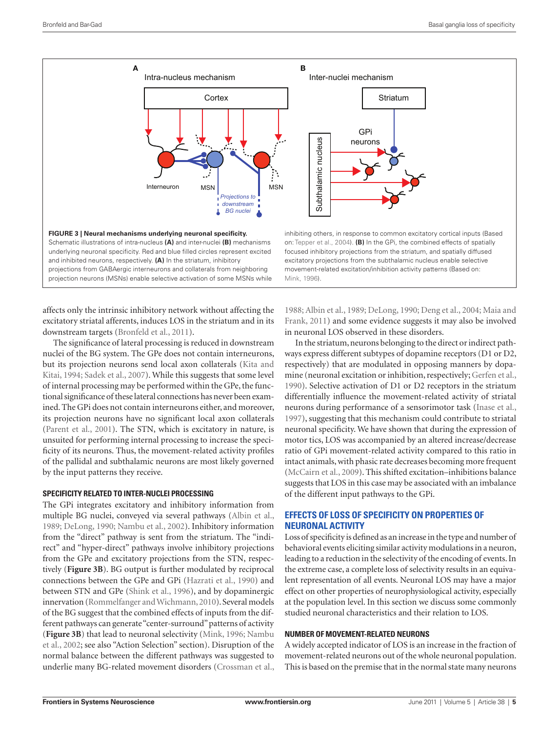FIGURE 3 | Neural mechanisms underlying neuronal specificity. Schematic illustrations of intra-nucleus (A) and inter-nuclei (B) mechanisms underlying neuronal specificity. Red and blue filled circles represent excited and inhibited neurons, respectively. (A) In the striatum, inhibitory projections from GABAergic interneurons and collaterals from neighboring projection neurons (MSNs) enable selective activation of some MSNs while inhibiting others, in response to common excitatory cortical inputs (Based on: Tepper et al., 2004). (B) In the GPi, the combined effects of spatially focused inhibitory projections from the striatum, and spatially diffused excitatory projections from the subthalamic nucleus enable selective movement-related excitation/inhibition activity patterns (Based on: Mink, 1996).

affects only the intrinsic inhibitory network without affecting the excitatory striatal afferents, induces LOS in the striatum and in its downstream targets (Bronfeld et al., 2011).

The significance of lateral processing is reduced in downstream nuclei of the BG system. The GPe does not contain interneurons, but its projection neurons send local axon collaterals (Kita and Kitai, 1994; Sadek et al., 2007). While this suggests that some level of internal processing may be performed within the GPe, the functional significance of these lateral connections has never been examined. The GPi does not contain interneurons either, and moreover, its projection neurons have no significant local axon collaterals (Parent et al., 2001). The STN, which is excitatory in nature, is unsuited for performing internal processing to increase the specificity of its neurons. Thus, the movement-related activity profiles of the pallidal and subthalamic neurons are most likely governed by the input patterns they receive.

### SPECIFICITY RELATED TO INTER-NUCLEI PROCESSING

The GPi integrates excitatory and inhibitory information from multiple BG nuclei, conveyed via several pathways (Albin et al., 1989; DeLong, 1990; Nambu et al., 2002). Inhibitory information from the "direct" pathway is sent from the striatum. The "indirect" and "hyper-direct" pathways involve inhibitory projections from the GPe and excitatory projections from the STN, respectively (**Figure 3B**). BG output is further modulated by reciprocal connections between the GPe and GPi (Hazrati et al., 1990) and between STN and GPe (Shink et al., 1996), and by dopaminergic innervation (Rommelfanger and Wichmann, 2010). Several models of the BG suggest that the combined effects of inputs from the different pathways can generate "center-surround" patterns of activity (**Figure 3B**) that lead to neuronal selectivity (Mink, 1996; Nambu et al., 2002; see also "Action Selection" section). Disruption of the normal balance between the different pathways was suggested to underlie many BG-related movement disorders (Crossman et al., 1988; Albin et al., 1989; DeLong, 1990; Deng et al., 2004; Maia and Frank, 2011) and some evidence suggests it may also be involved in neuronal LOS observed in these disorders.

In the striatum, neurons belonging to the direct or indirect pathways express different subtypes of dopamine receptors (D1 or D2, respectively) that are modulated in opposing manners by dopamine (neuronal excitation or inhibition, respectively; Gerfen et al., 1990). Selective activation of D1 or D2 receptors in the striatum differentially influence the movement-related activity of striatal neurons during performance of a sensorimotor task (Inase et al., 1997), suggesting that this mechanism could contribute to striatal neuronal specificity. We have shown that during the expression of motor tics, LOS was accompanied by an altered increase/decrease ratio of GPi movement-related activity compared to this ratio in intact animals, with phasic rate decreases becoming more frequent (McCairn et al., 2009). This shifted excitation–inhibitions balance suggests that LOS in this case may be associated with an imbalance of the different input pathways to the GPi.

## EFFECTS OF LOSS OF SPECIFICITY ON PROPERTIES OF NEURONAL ACTIVITY

Loss of specificity is defined as an increase in the type and number of behavioral events eliciting similar activity modulations in a neuron, leading to a reduction in the selectivity of the encoding of events. In the extreme case, a complete loss of selectivity results in an equivalent representation of all events. Neuronal LOS may have a major effect on other properties of neurophysiological activity, especially at the population level. In this section we discuss some commonly studied neuronal characteristics and their relation to LOS.

### NUMBER OF MOVEMENT-RELATED NEURONS

A widely accepted indicator of LOS is an increase in the fraction of movement-related neurons out of the whole neuronal population. This is based on the premise that in the normal state many neurons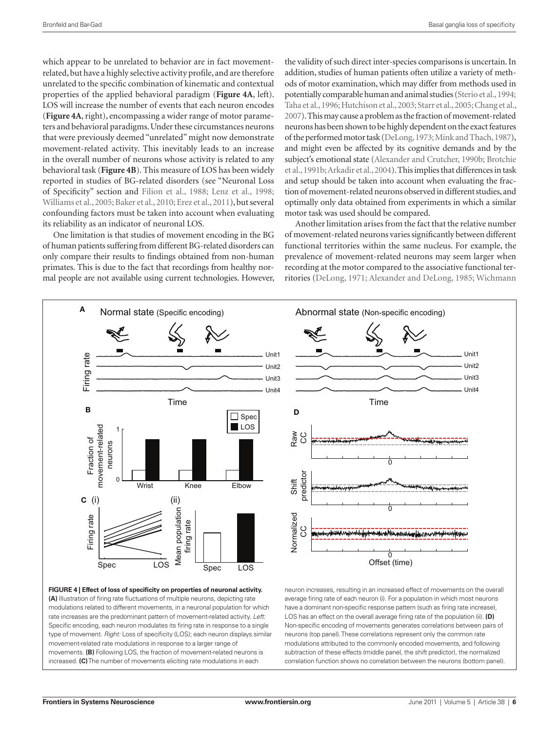which appear to be unrelated to behavior are in fact movement-related, but have a highly selective activity profile, and are therefore unrelated to the specific combination of kinematic and contextual properties of the applied behavioral paradigm (**Figure 4A**, left). LOS will increase the number of events that each neuron encodes (**Figure 4A**, right), encompassing a wider range of motor parameters and behavioral paradigms. Under these circumstances neurons that were previously deemed "unrelated" might now demonstrate movement-related activity. This inevitably leads to an increase in the overall number of neurons whose activity is related to any behavioral task (**Figure 4B**). This measure of LOS has been widely reported in studies of BG-related disorders (see "Neuronal Loss of Specificity" section and Filion et al., 1988; Lenz et al., 1998; Williams et al., 2005; Baker et al., 2010; Erez et al., 2011), but several confounding factors must be taken into account when evaluating its reliability as an indicator of neuronal LOS.

One limitation is that studies of movement encoding in the BG of human patients suffering from different BG-related disorders can only compare their results to findings obtained from non-human primates. This is due to the fact that recordings from healthy normal people are not available using current technologies. However, the validity of such direct inter-species comparisons is uncertain. In addition, studies of human patients often utilize a variety of methods of motor examination, which may differ from methods used in potentially comparable human and animal studies (Sterio et al., 1994; Taha et al., 1996; Hutchison et al., 2003; Starr et al., 2005; Chang et al., 2007). This may cause a problem as the fraction of movement-related neurons has been shown to be highly dependent on the exact features of the performed motor task (DeLong, 1973; Mink and Thach, 1987), and might even be affected by its cognitive demands and by the subject's emotional state (Alexander and Crutcher, 1990b; Brotchie et al., 1991b; Arkadir et al., 2004). This implies that differences in task and setup should be taken into account when evaluating the fraction of movement-related neurons observed in different studies, and optimally only data obtained from experiments in which a similar motor task was used should be compared.

Another limitation arises from the fact that the relative number of movement-related neurons varies significantly between different functional territories within the same nucleus. For example, the prevalence of movement-related neurons may seem larger when recording at the motor compared to the associative functional territories (DeLong, 1971; Alexander and DeLong, 1985; Wichmann

**FIGURE 4 | Effect of loss of specificity on properties of neuronal activity. (A)** Illustration of firing rate fluctuations of multiple neurons, depicting rate modulations related to different movements, in a neuronal population for which rate increases are the predominant pattern of movement-related activity. *Left:* Specific encoding, each neuron modulates its firing rate in response to a single type of movement. *Right:* Loss of specificity (LOS); each neuron displays similar movement-related rate modulations in response to a larger range of movements. **(B)** Following LOS, the fraction of movement-related neurons is increased. **(C)** The number of movements eliciting rate modulations in each neuron increases, resulting in an increased effect of movements on the overall average firing rate of each neuron (i). For a population in which most neurons have a dominant non-specific response pattern (such as firing rate increase), LOS has an effect on the overall average firing rate of the population (ii). **(D)** Non-specific encoding of movements generates correlations between pairs of neurons (top panel). These correlations represent only the common rate modulations attributed to the commonly encoded movements, and following subtraction of these effects (middle panel, the shift predictor), the normalized correlation function shows no correlation between the neurons (bottom panel).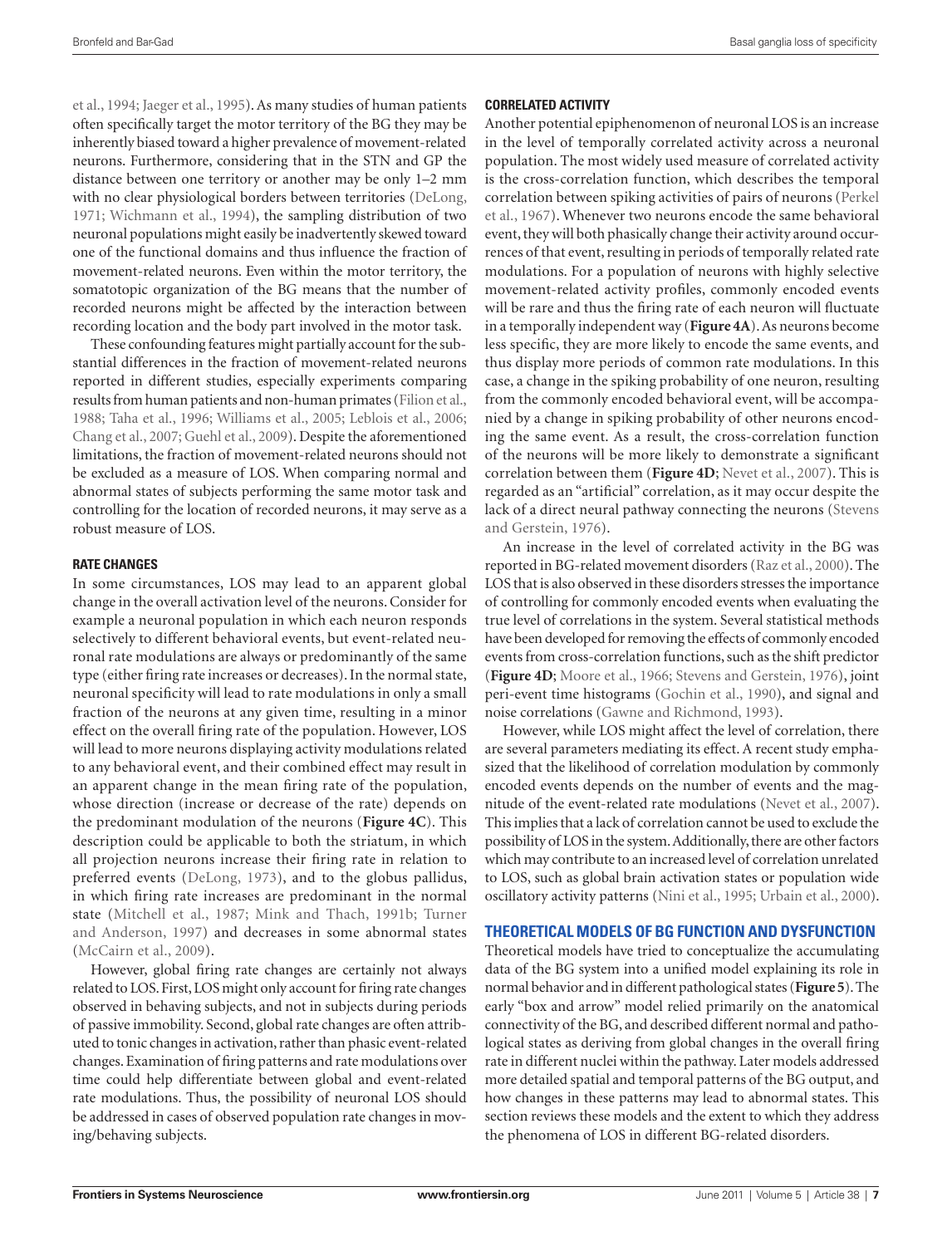et al., 1994; Jaeger et al., 1995). As many studies of human patients often specifically target the motor territory of the BG they may be inherently biased toward a higher prevalence of movement-related neurons. Furthermore, considering that in the STN and GP the distance between one territory or another may be only 1–2 mm with no clear physiological borders between territories (DeLong, 1971; Wichmann et al., 1994), the sampling distribution of two neuronal populations might easily be inadvertently skewed toward one of the functional domains and thus influence the fraction of movement-related neurons. Even within the motor territory, the somatotopic organization of the BG means that the number of recorded neurons might be affected by the interaction between recording location and the body part involved in the motor task.

These confounding features might partially account for the substantial differences in the fraction of movement-related neurons reported in different studies, especially experiments comparing results from human patients and non-human primates (Filion et al., 1988; Taha et al., 1996; Williams et al., 2005; Leblois et al., 2006; Chang et al., 2007; Guehl et al., 2009). Despite the aforementioned limitations, the fraction of movement-related neurons should not be excluded as a measure of LOS. When comparing normal and abnormal states of subjects performing the same motor task and controlling for the location of recorded neurons, it may serve as a robust measure of LOS.

### RATE CHANGES

In some circumstances, LOS may lead to an apparent global change in the overall activation level of the neurons. Consider for example a neuronal population in which each neuron responds selectively to different behavioral events, but event-related neuronal rate modulations are always or predominantly of the same type (either firing rate increases or decreases). In the normal state, neuronal specificity will lead to rate modulations in only a small fraction of the neurons at any given time, resulting in a minor effect on the overall firing rate of the population. However, LOS will lead to more neurons displaying activity modulations related to any behavioral event, and their combined effect may result in an apparent change in the mean firing rate of the population, whose direction (increase or decrease of the rate) depends on the predominant modulation of the neurons (**Figure 4C**). This description could be applicable to both the striatum, in which all projection neurons increase their firing rate in relation to preferred events (DeLong, 1973), and to the globus pallidus, in which firing rate increases are predominant in the normal state (Mitchell et al., 1987; Mink and Thach, 1991b; Turner and Anderson, 1997) and decreases in some abnormal states (McCairn et al., 2009).

However, global firing rate changes are certainly not always related to LOS. First, LOS might only account for firing rate changes observed in behaving subjects, and not in subjects during periods of passive immobility. Second, global rate changes are often attributed to tonic changes in activation, rather than phasic event-related changes. Examination of firing patterns and rate modulations over time could help differentiate between global and event-related rate modulations. Thus, the possibility of neuronal LOS should be addressed in cases of observed population rate changes in moving/behaving subjects.

### CORRELATED ACTIVITY

Another potential epiphenomenon of neuronal LOS is an increase in the level of temporally correlated activity across a neuronal population. The most widely used measure of correlated activity is the cross-correlation function, which describes the temporal correlation between spiking activities of pairs of neurons (Perkel et al., 1967). Whenever two neurons encode the same behavioral event, they will both phasically change their activity around occurrences of that event, resulting in periods of temporally related rate modulations. For a population of neurons with highly selective movement-related activity profiles, commonly encoded events will be rare and thus the firing rate of each neuron will fluctuate in a temporally independent way (**Figure 4A**). As neurons become less specific, they are more likely to encode the same events, and thus display more periods of common rate modulations. In this case, a change in the spiking probability of one neuron, resulting from the commonly encoded behavioral event, will be accompanied by a change in spiking probability of other neurons encoding the same event. As a result, the cross-correlation function of the neurons will be more likely to demonstrate a significant correlation between them (**Figure 4D**; Nevet et al., 2007). This is regarded as an "artificial" correlation, as it may occur despite the lack of a direct neural pathway connecting the neurons (Stevens and Gerstein, 1976).

An increase in the level of correlated activity in the BG was reported in BG-related movement disorders (Raz et al., 2000). The LOS that is also observed in these disorders stresses the importance of controlling for commonly encoded events when evaluating the true level of correlations in the system. Several statistical methods have been developed for removing the effects of commonly encoded events from cross-correlation functions, such as the shift predictor (**Figure 4D**; Moore et al., 1966; Stevens and Gerstein, 1976), joint peri-event time histograms (Gochin et al., 1990), and signal and noise correlations (Gawne and Richmond, 1993).

However, while LOS might affect the level of correlation, there are several parameters mediating its effect. A recent study emphasized that the likelihood of correlation modulation by commonly encoded events depends on the number of events and the magnitude of the event-related rate modulations (Nevet et al., 2007). This implies that a lack of correlation cannot be used to exclude the possibility of LOS in the system. Additionally, there are other factors which may contribute to an increased level of correlation unrelated to LOS, such as global brain activation states or population wide oscillatory activity patterns (Nini et al., 1995; Urbain et al., 2000).

## THEORETICAL MODELS OF BG FUNCTION AND DYSFUNCTION

Theoretical models have tried to conceptualize the accumulating data of the BG system into a unified model explaining its role in normal behavior and in different pathological states (**Figure 5**). The early "box and arrow" model relied primarily on the anatomical connectivity of the BG, and described different normal and pathological states as deriving from global changes in the overall firing rate in different nuclei within the pathway. Later models addressed more detailed spatial and temporal patterns of the BG output, and how changes in these patterns may lead to abnormal states. This section reviews these models and the extent to which they address the phenomena of LOS in different BG-related disorders.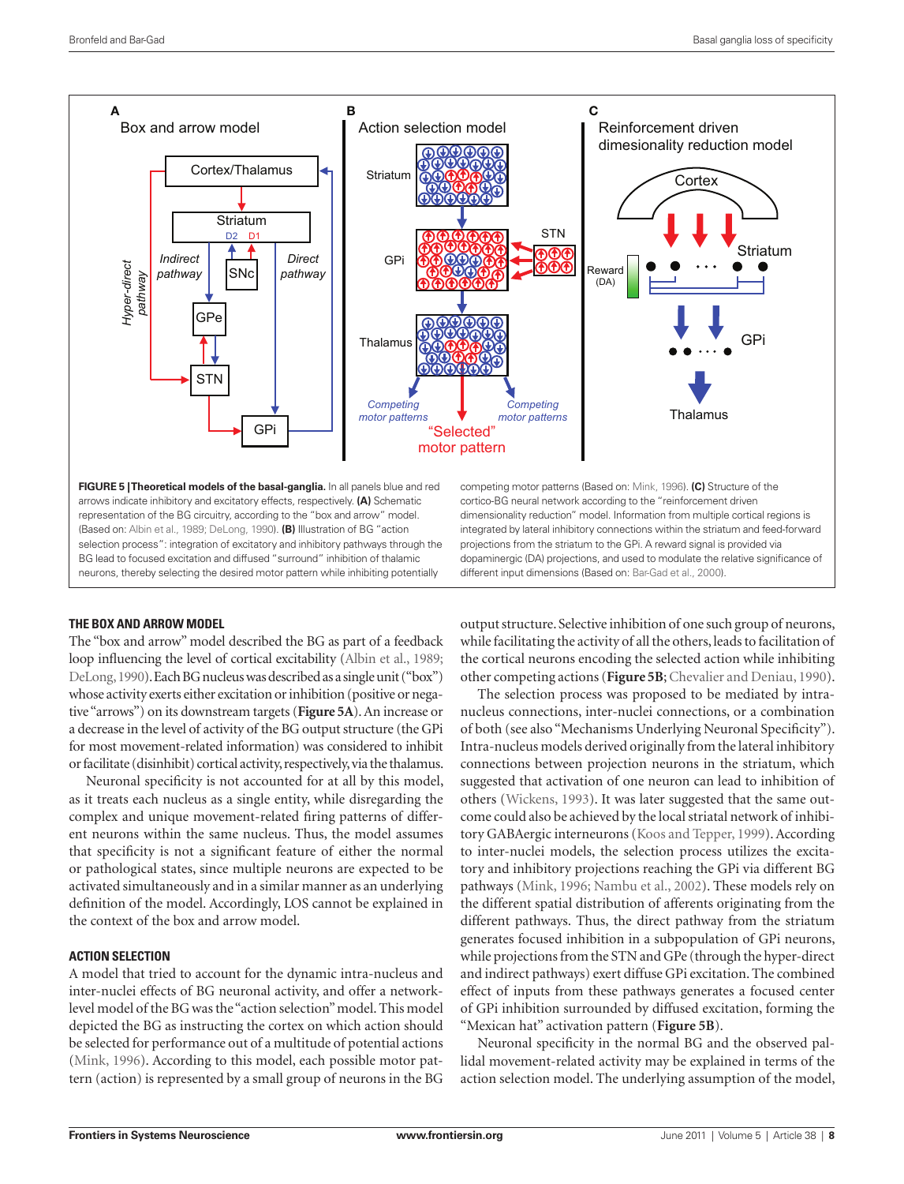FIGURE 5 | Theoretical models of the basal-ganglia. In all panels blue and red arrows indicate inhibitory and excitatory effects, respectively. **(A)** Schematic representation of the BG circuitry, according to the "box and arrow" model. (Based on: Albin et al., 1989; DeLong, 1990). **(B)** Illustration of BG "action selection process": integration of excitatory and inhibitory pathways through the BG lead to focused excitation and diffused "surround" inhibition of thalamic neurons, thereby selecting the desired motor pattern while inhibiting potentially competing motor patterns (Based on: Mink, 1996). **(C)** Structure of the cortico-BG neural network according to the "reinforcement driven dimensionality reduction" model. Information from multiple cortical regions is integrated by lateral inhibitory connections within the striatum and feed-forward projections from the striatum to the GPi. A reward signal is provided via dopaminergic (DA) projections, and used to modulate the relative significance of different input dimensions (Based on: Bar-Gad et al., 2000).

## THE BOX AND ARROW MODEL

The "box and arrow" model described the BG as part of a feedback loop influencing the level of cortical excitability (Albin et al., 1989; DeLong, 1990). Each BG nucleus was described as a single unit ("box") whose activity exerts either excitation or inhibition (positive or negative "arrows") on its downstream targets (**Figure 5A**). An increase or a decrease in the level of activity of the BG output structure (the GPi for most movement-related information) was considered to inhibit or facilitate (disinhibit) cortical activity, respectively, via the thalamus.

Neuronal specificity is not accounted for at all by this model, as it treats each nucleus as a single entity, while disregarding the complex and unique movement-related firing patterns of different neurons within the same nucleus. Thus, the model assumes that specificity is not a significant feature of either the normal or pathological states, since multiple neurons are expected to be activated simultaneously and in a similar manner as an underlying definition of the model. Accordingly, LOS cannot be explained in the context of the box and arrow model.

## ACTION SELECTION

A model that tried to account for the dynamic intra-nucleus and inter-nuclei effects of BG neuronal activity, and offer a network-level model of the BG was the "action selection" model. This model depicted the BG as instructing the cortex on which action should be selected for performance out of a multitude of potential actions (Mink, 1996). According to this model, each possible motor pattern (action) is represented by a small group of neurons in the BG output structure. Selective inhibition of one such group of neurons, while facilitating the activity of all the others, leads to facilitation of the cortical neurons encoding the selected action while inhibiting other competing actions (**Figure 5B**; Chevalier and Deniau, 1990).

The selection process was proposed to be mediated by intra-nucleus connections, inter-nuclei connections, or a combination of both (see also "Mechanisms Underlying Neuronal Specificity"). Intra-nucleus models derived originally from the lateral inhibitory connections between projection neurons in the striatum, which suggested that activation of one neuron can lead to inhibition of others (Wickens, 1993). It was later suggested that the same outcome could also be achieved by the local striatal network of inhibitory GABAergic interneurons (Koos and Tepper, 1999). According to inter-nuclei models, the selection process utilizes the excitatory and inhibitory projections reaching the GPi via different BG pathways (Mink, 1996; Nambu et al., 2002). These models rely on the different spatial distribution of afferents originating from the different pathways. Thus, the direct pathway from the striatum generates focused inhibition in a subpopulation of GPi neurons, while projections from the STN and GPe (through the hyper-direct and indirect pathways) exert diffuse GPi excitation. The combined effect of inputs from these pathways generates a focused center of GPi inhibition surrounded by diffused excitation, forming the "Mexican hat" activation pattern (**Figure 5B**).

Neuronal specificity in the normal BG and the observed pallidal movement-related activity may be explained in terms of the action selection model. The underlying assumption of the model,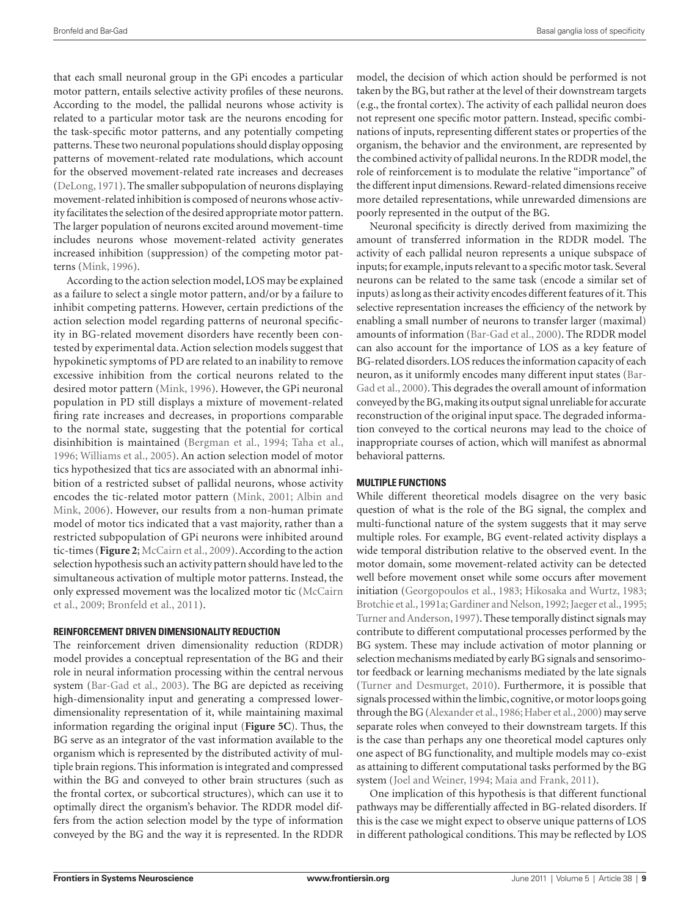that each small neuronal group in the GPi encodes a particular motor pattern, entails selective activity profiles of these neurons. According to the model, the pallidal neurons whose activity is related to a particular motor task are the neurons encoding for the task-specific motor patterns, and any potentially competing patterns. These two neuronal populations should display opposing patterns of movement-related rate modulations, which account for the observed movement-related rate increases and decreases (DeLong, 1971). The smaller subpopulation of neurons displaying movement-related inhibition is composed of neurons whose activity facilitates the selection of the desired appropriate motor pattern. The larger population of neurons excited around movement-time includes neurons whose movement-related activity generates increased inhibition (suppression) of the competing motor patterns (Mink, 1996).

According to the action selection model, LOS may be explained as a failure to select a single motor pattern, and/or by a failure to inhibit competing patterns. However, certain predictions of the action selection model regarding patterns of neuronal specificity in BG-related movement disorders have recently been contested by experimental data. Action selection models suggest that hypokinetic symptoms of PD are related to an inability to remove excessive inhibition from the cortical neurons related to the desired motor pattern (Mink, 1996). However, the GPi neuronal population in PD still displays a mixture of movement-related firing rate increases and decreases, in proportions comparable to the normal state, suggesting that the potential for cortical disinhibition is maintained (Bergman et al., 1994; Taha et al., 1996; Williams et al., 2005). An action selection model of motor tics hypothesized that tics are associated with an abnormal inhibition of a restricted subset of pallidal neurons, whose activity encodes the tic-related motor pattern (Mink, 2001; Albin and Mink, 2006). However, our results from a non-human primate model of motor tics indicated that a vast majority, rather than a restricted subpopulation of GPi neurons were inhibited around tic-times (**Figure 2**; McCairn et al., 2009). According to the action selection hypothesis such an activity pattern should have led to the simultaneous activation of multiple motor patterns. Instead, the only expressed movement was the localized motor tic (McCairn et al., 2009; Bronfeld et al., 2011).

#### REINFORCEMENT DRIVEN DIMENSIONALITY REDUCTION

The reinforcement driven dimensionality reduction (RDDR) model provides a conceptual representation of the BG and their role in neural information processing within the central nervous system (Bar-Gad et al., 2003). The BG are depicted as receiving high-dimensionality input and generating a compressed lower-dimensionality representation of it, while maintaining maximal information regarding the original input (**Figure 5C**). Thus, the BG serve as an integrator of the vast information available to the organism which is represented by the distributed activity of multiple brain regions. This information is integrated and compressed within the BG and conveyed to other brain structures (such as the frontal cortex, or subcortical structures), which can use it to optimally direct the organism's behavior. The RDDR model differs from the action selection model by the type of information conveyed by the BG and the way it is represented. In the RDDR model, the decision of which action should be performed is not taken by the BG, but rather at the level of their downstream targets (e.g., the frontal cortex). The activity of each pallidal neuron does not represent one specific motor pattern. Instead, specific combinations of inputs, representing different states or properties of the organism, the behavior and the environment, are represented by the combined activity of pallidal neurons. In the RDDR model, the role of reinforcement is to modulate the relative "importance" of the different input dimensions. Reward-related dimensions receive more detailed representations, while unrewarded dimensions are poorly represented in the output of the BG.

Neuronal specificity is directly derived from maximizing the amount of transferred information in the RDDR model. The activity of each pallidal neuron represents a unique subspace of inputs; for example, inputs relevant to a specific motor task. Several neurons can be related to the same task (encode a similar set of inputs) as long as their activity encodes different features of it. This selective representation increases the efficiency of the network by enabling a small number of neurons to transfer larger (maximal) amounts of information (Bar-Gad et al., 2000). The RDDR model can also account for the importance of LOS as a key feature of BG-related disorders. LOS reduces the information capacity of each neuron, as it uniformly encodes many different input states (Bar-Gad et al., 2000). This degrades the overall amount of information conveyed by the BG, making its output signal unreliable for accurate reconstruction of the original input space. The degraded information conveyed to the cortical neurons may lead to the choice of inappropriate courses of action, which will manifest as abnormal behavioral patterns.

#### MULTIPLE FUNCTIONS

While different theoretical models disagree on the very basic question of what is the role of the BG signal, the complex and multi-functional nature of the system suggests that it may serve multiple roles. For example, BG event-related activity displays a wide temporal distribution relative to the observed event. In the motor domain, some movement-related activity can be detected well before movement onset while some occurs after movement initiation (Georgopoulos et al., 1983; Hikosaka and Wurtz, 1983; Brotchie et al., 1991a; Gardiner and Nelson, 1992; Jaeger et al., 1995; Turner and Anderson, 1997). These temporally distinct signals may contribute to different computational processes performed by the BG system. These may include activation of motor planning or selection mechanisms mediated by early BG signals and sensorimotor feedback or learning mechanisms mediated by the late signals (Turner and Desmurget, 2010). Furthermore, it is possible that signals processed within the limbic, cognitive, or motor loops going through the BG (Alexander et al., 1986; Haber et al., 2000) may serve separate roles when conveyed to their downstream targets. If this is the case than perhaps any one theoretical model captures only one aspect of BG functionality, and multiple models may co-exist as attaining to different computational tasks performed by the BG system (Joel and Weiner, 1994; Maia and Frank, 2011).

One implication of this hypothesis is that different functional pathways may be differentially affected in BG-related disorders. If this is the case we might expect to observe unique patterns of LOS in different pathological conditions. This may be reflected by LOS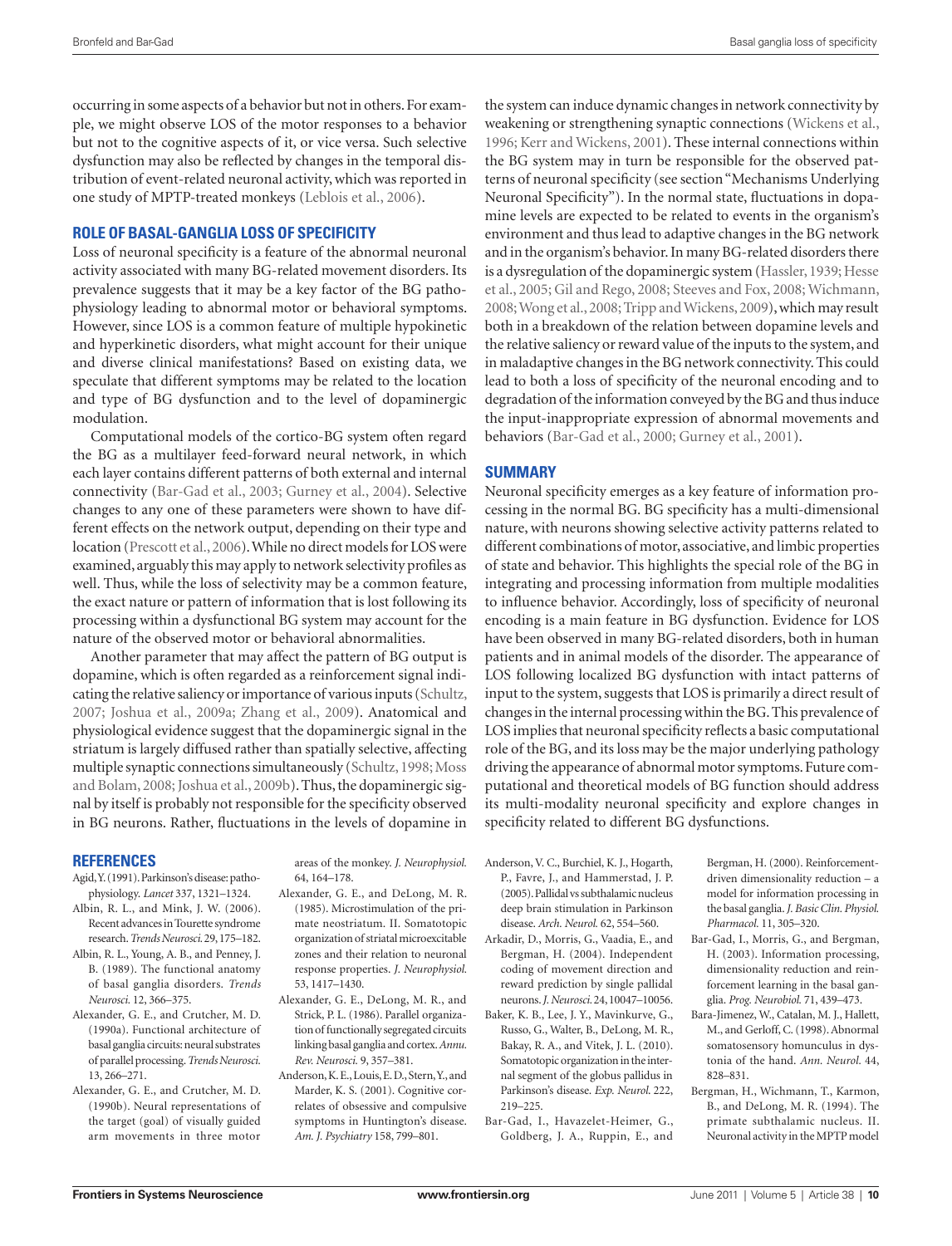occurring in some aspects of a behavior but not in others. For example, we might observe LOS of the motor responses to a behavior but not to the cognitive aspects of it, or vice versa. Such selective dysfunction may also be reflected by changes in the temporal distribution of event-related neuronal activity, which was reported in one study of MPTP-treated monkeys (Leblois et al., 2006).

## ROLE OF BASAL-GANGLIA LOSS OF SPECIFICITY

Loss of neuronal specificity is a feature of the abnormal neuronal activity associated with many BG-related movement disorders. Its prevalence suggests that it may be a key factor of the BG pathophysiology leading to abnormal motor or behavioral symptoms. However, since LOS is a common feature of multiple hypokinetic and hyperkinetic disorders, what might account for their unique and diverse clinical manifestations? Based on existing data, we speculate that different symptoms may be related to the location and type of BG dysfunction and to the level of dopaminergic modulation.

Computational models of the cortico-BG system often regard the BG as a multilayer feed-forward neural network, in which each layer contains different patterns of both external and internal connectivity (Bar-Gad et al., 2003; Gurney et al., 2004). Selective changes to any one of these parameters were shown to have different effects on the network output, depending on their type and location (Prescott et al., 2006). While no direct models for LOS were examined, arguably this may apply to network selectivity profiles as well. Thus, while the loss of selectivity may be a common feature, the exact nature or pattern of information that is lost following its processing within a dysfunctional BG system may account for the nature of the observed motor or behavioral abnormalities.

Another parameter that may affect the pattern of BG output is dopamine, which is often regarded as a reinforcement signal indicating the relative saliency or importance of various inputs (Schultz, 2007; Joshua et al., 2009a; Zhang et al., 2009). Anatomical and physiological evidence suggest that the dopaminergic signal in the striatum is largely diffused rather than spatially selective, affecting multiple synaptic connections simultaneously (Schultz, 1998; Moss and Bolam, 2008; Joshua et al., 2009b). Thus, the dopaminergic signal by itself is probably not responsible for the specificity observed in BG neurons. Rather, fluctuations in the levels of dopamine in the system can induce dynamic changes in network connectivity by weakening or strengthening synaptic connections (Wickens et al., 1996; Kerr and Wickens, 2001). These internal connections within the BG system may in turn be responsible for the observed patterns of neuronal specificity (see section "Mechanisms Underlying Neuronal Specificity"). In the normal state, fluctuations in dopamine levels are expected to be related to events in the organism's environment and thus lead to adaptive changes in the BG network and in the organism's behavior. In many BG-related disorders there is a dysregulation of the dopaminergic system (Hassler, 1939; Hesse et al., 2005; Gil and Rego, 2008; Steeves and Fox, 2008; Wichmann, 2008; Wong et al., 2008; Tripp and Wickens, 2009), which may result both in a breakdown of the relation between dopamine levels and the relative saliency or reward value of the inputs to the system, and in maladaptive changes in the BG network connectivity. This could lead to both a loss of specificity of the neuronal encoding and to degradation of the information conveyed by the BG and thus induce the input-inappropriate expression of abnormal movements and behaviors (Bar-Gad et al., 2000; Gurney et al., 2001).

## SUMMARY

Neuronal specificity emerges as a key feature of information processing in the normal BG. BG specificity has a multi-dimensional nature, with neurons showing selective activity patterns related to different combinations of motor, associative, and limbic properties of state and behavior. This highlights the special role of the BG in integrating and processing information from multiple modalities to influence behavior. Accordingly, loss of specificity of neuronal encoding is a main feature in BG dysfunction. Evidence for LOS have been observed in many BG-related disorders, both in human patients and in animal models of the disorder. The appearance of LOS following localized BG dysfunction with intact patterns of input to the system, suggests that LOS is primarily a direct result of changes in the internal processing within the BG. This prevalence of LOS implies that neuronal specificity reflects a basic computational role of the BG, and its loss may be the major underlying pathology driving the appearance of abnormal motor symptoms. Future computational and theoretical models of BG function should address its multi-modality neuronal specificity and explore changes in specificity related to different BG dysfunctions.

## REFERENCES

Agid, Y. (1991). Parkinson's disease: pathophysiology. *Lancet* 337, 1321–1324.

Albin, R. L., and Mink, J. W. (2006). Recent advances in Tourette syndrome research. *Trends Neurosci.* 29, 175–182.

Albin, R. L., Young, A. B., and Penney, J. B. (1989). The functional anatomy of basal ganglia disorders. *Trends Neurosci.* 12, 366–375.

Alexander, G. E., and Crutcher, M. D. (1990a). Functional architecture of basal ganglia circuits: neural substrates of parallel processing. *Trends Neurosci.* 13, 266–271.

Alexander, G. E., and Crutcher, M. D. (1990b). Neural representations of the target (goal) of visually guided arm movements in three motor areas of the monkey. *J. Neurophysiol.* 64, 164–178.

Alexander, G. E., and DeLong, M. R. (1985). Microstimulation of the primate neostriatum. II. Somatotopic organization of striatal microexcitable zones and their relation to neuronal response properties. *J. Neurophysiol.* 53, 1417–1430.

Alexander, G. E., DeLong, M. R., and Strick, P. L. (1986). Parallel organization of functionally segregated circuits linking basal ganglia and cortex. *Annu. Rev. Neurosci.* 9, 357–381.

Anderson, K. E., Louis, E. D., Stern, Y., and Marder, K. S. (2001). Cognitive correlates of obsessive and compulsive symptoms in Huntington's disease. *Am. J. Psychiatry* 158, 799–801.

Anderson, V. C., Burchiel, K. J., Hogarth, P., Favre, J., and Hammerstad, J. P. (2005). Pallidal vs subthalamic nucleus deep brain stimulation in Parkinson disease. *Arch. Neurol.* 62, 554–560.

Arkadir, D., Morris, G., Vaadia, E., and Bergman, H. (2004). Independent coding of movement direction and reward prediction by single pallidal neurons. *J. Neurosci.* 24, 10047–10056.

Baker, K. B., Lee, J. Y., Mavinkurve, G., Russo, G., Walter, B., DeLong, M. R., Bakay, R. A., and Vitek, J. L. (2010). Somatotopic organization in the internal segment of the globus pallidus in Parkinson's disease. *Exp. Neurol.* 222, 219–225.

Bar-Gad, I., Havazelet-Heimer, G., Goldberg, J. A., Ruppin, E., and Bergman, H. (2000). Reinforcement-driven dimensionality reduction – a model for information processing in the basal ganglia. *J. Basic Clin. Physiol. Pharmacol.* 11, 305–320.

Bar-Gad, I., Morris, G., and Bergman, H. (2003). Information processing, dimensionality reduction and reinforcement learning in the basal ganglia. *Prog. Neurobiol.* 71, 439–473.

Bara-Jimenez, W., Catalan, M. J., Hallett, M., and Gerloff, C. (1998). Abnormal somatosensory homunculus in dystonia of the hand. *Ann. Neurol.* 44, 828–831.

Bergman, H., Wichmann, T., Karmon, B., and DeLong, M. R. (1994). The primate subthalamic nucleus. II. Neuronal activity in the MPTP model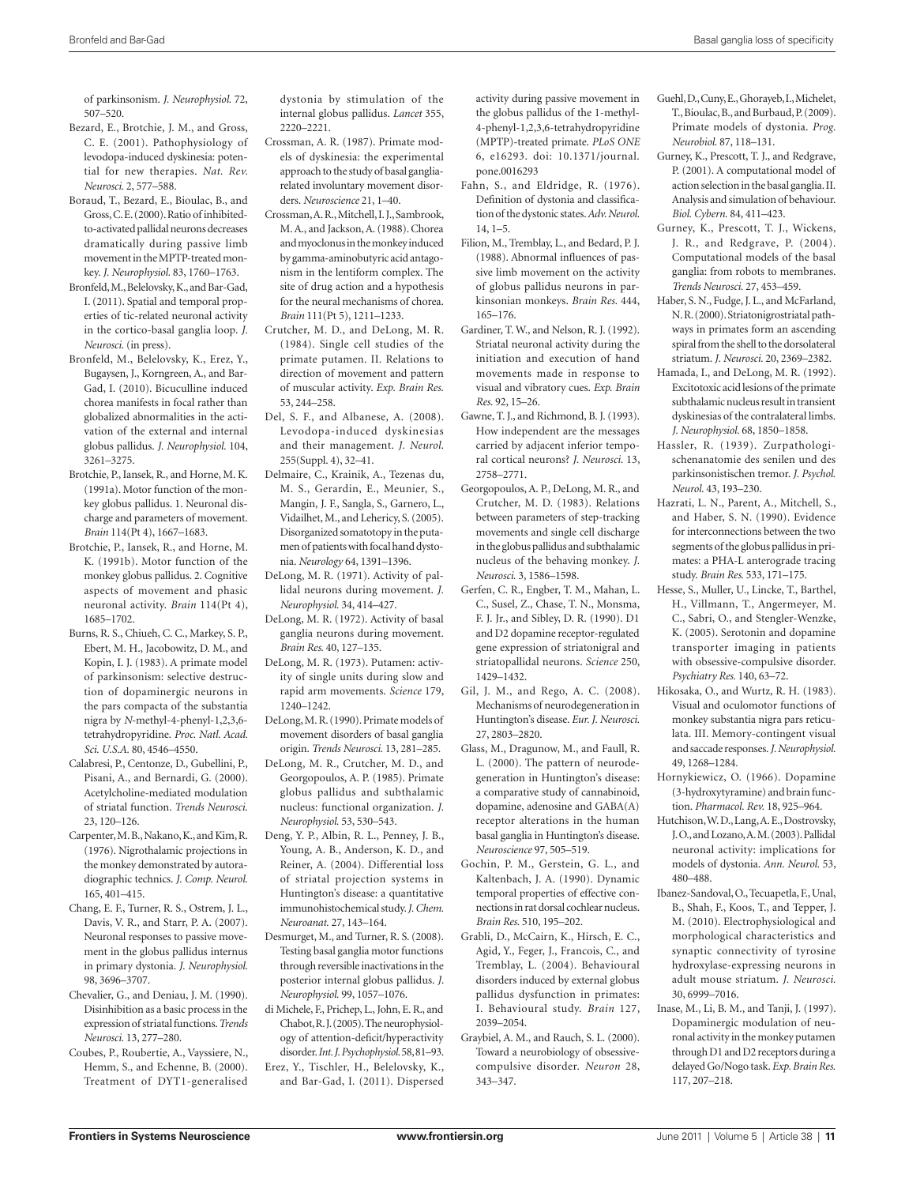of parkinsonism. *J. Neurophysiol.* 72, 507–520.

Bezard, E., Brotchie, J. M., and Gross, C. E. (2001). Pathophysiology of levodopa-induced dyskinesia: potential for new therapies. *Nat. Rev. Neurosci.* 2, 577–588.

Boraud, T., Bezard, E., Bioulac, B., and Gross, C. E. (2000). Ratio of inhibited-to-activated pallidal neurons decreases dramatically during passive limb movement in the MPTP-treated monkey. *J. Neurophysiol.* 83, 1760–1763.

Bronfeld, M., Belelovsky, K., and Bar-Gad, I. (2011). Spatial and temporal properties of tic-related neuronal activity in the cortico-basal ganglia loop. *J. Neurosci.* (in press).

Bronfeld, M., Belelovsky, K., Erez, Y., Bugaysen, J., Korngreen, A., and Bar-Gad, I. (2010). Bicuculline induced chorea manifests in focal rather than globalized abnormalities in the activation of the external and internal globus pallidus. *J. Neurophysiol.* 104, 3261–3275.

Brotchie, P., Iansek, R., and Horne, M. K. (1991a). Motor function of the monkey globus pallidus. 1. Neuronal discharge and parameters of movement. *Brain* 114(Pt 4), 1667–1683.

Brotchie, P., Iansek, R., and Horne, M. K. (1991b). Motor function of the monkey globus pallidus. 2. Cognitive aspects of movement and phasic neuronal activity. *Brain* 114(Pt 4), 1685–1702.

Burns, R. S., Chiueh, C. C., Markey, S. P., Ebert, M. H., Jacobowitz, D. M., and Kopin, I. J. (1983). A primate model of parkinsonism: selective destruction of dopaminergic neurons in the pars compacta of the substantia nigra by *N*-methyl-4-phenyl-1,2,3,6-tetrahydropyridine. *Proc. Natl. Acad. Sci. U.S.A.* 80, 4546–4550.

Calabresi, P., Centonze, D., Gubellini, P., Pisani, A., and Bernardi, G. (2000). Acetylcholine-mediated modulation of striatal function. *Trends Neurosci.* 23, 120–126.

Carpenter, M. B., Nakano, K., and Kim, R. (1976). Nigrothalamic projections in the monkey demonstrated by autoradiographic technics. *J. Comp. Neurol.* 165, 401–415.

Chang, E. F., Turner, R. S., Ostrem, J. L., Davis, V. R., and Starr, P. A. (2007). Neuronal responses to passive movement in the globus pallidus internus in primary dystonia. *J. Neurophysiol.* 98, 3696–3707.

Chevalier, G., and Deniau, J. M. (1990). Disinhibition as a basic process in the expression of striatal functions. *Trends Neurosci.* 13, 277–280.

Coubes, P., Roubertie, A., Vayssiere, N., Hemm, S., and Echenne, B. (2000). Treatment of DYT1-generalised dystonia by stimulation of the internal globus pallidus. *Lancet* 355, 2220–2221.

Crossman, A. R. (1987). Primate models of dyskinesia: the experimental approach to the study of basal ganglia-related involuntary movement disorders. *Neuroscience* 21, 1–40.

Crossman, A. R., Mitchell, I. J., Sambrook, M. A., and Jackson, A. (1988). Chorea and myoclonus in the monkey induced by gamma-aminobutyric acid antagonism in the lentiform complex. The site of drug action and a hypothesis for the neural mechanisms of chorea. *Brain* 111(Pt 5), 1211–1233.

Crutcher, M. D., and DeLong, M. R. (1984). Single cell studies of the primate putamen. II. Relations to direction of movement and pattern of muscular activity. *Exp. Brain Res.* 53, 244–258.

Del, S. F., and Albanese, A. (2008). Levodopa-induced dyskinesias and their management. *J. Neurol.* 255(Suppl. 4), 32–41.

Delmaire, C., Krainik, A., Tezenas du, M. S., Gerardin, E., Meunier, S., Mangin, J. F., Sangla, S., Garnero, L., Vidailhet, M., and Lehericy, S. (2005). Disorganized somatotopy in the putamen of patients with focal hand dystonia. *Neurology* 64, 1391–1396.

DeLong, M. R. (1971). Activity of pallidal neurons during movement. *J. Neurophysiol.* 34, 414–427.

DeLong, M. R. (1972). Activity of basal ganglia neurons during movement. *Brain Res.* 40, 127–135.

DeLong, M. R. (1973). Putamen: activity of single units during slow and rapid arm movements. *Science* 179, 1240–1242.

DeLong, M. R. (1990). Primate models of movement disorders of basal ganglia origin. *Trends Neurosci.* 13, 281–285.

DeLong, M. R., Crutcher, M. D., and Georgopoulos, A. P. (1985). Primate globus pallidus and subthalamic nucleus: functional organization. *J. Neurophysiol.* 53, 530–543.

Deng, Y. P., Albin, R. L., Penney, J. B., Young, A. B., Anderson, K. D., and Reiner, A. (2004). Differential loss of striatal projection systems in Huntington's disease: a quantitative immunohistochemical study. *J. Chem. Neuroanat.* 27, 143–164.

Desmurget, M., and Turner, R. S. (2008). Testing basal ganglia motor functions through reversible inactivations in the posterior internal globus pallidus. *J. Neurophysiol.* 99, 1057–1076.

di Michele, F., Prichep, L., John, E. R., and Chabot, R. J. (2005). The neurophysiology of attention-deficit/hyperactivity disorder. *Int. J. Psychophysiol.* 58, 81–93.

Erez, Y., Tischler, H., Belelovsky, K., and Bar-Gad, I. (2011). Dispersed activity during passive movement in the globus pallidus of the 1-methyl-4-phenyl-1,2,3,6-tetrahydropyridine (MPTP)-treated primate. *PLoS ONE* 6, e16293. doi: 10.1371/journal.pone.0016293

Fahn, S., and Eldridge, R. (1976). Definition of dystonia and classification of the dystonic states. *Adv. Neurol.* 14, 1–5.

Filion, M., Tremblay, L., and Bedard, P. J. (1988). Abnormal influences of passive limb movement on the activity of globus pallidus neurons in parkinsonian monkeys. *Brain Res.* 444, 165–176.

Gardiner, T. W., and Nelson, R. J. (1992). Striatal neuronal activity during the initiation and execution of hand movements made in response to visual and vibratory cues. *Exp. Brain Res.* 92, 15–26.

Gawne, T. J., and Richmond, B. J. (1993). How independent are the messages carried by adjacent inferior temporal cortical neurons? *J. Neurosci.* 13, 2758–2771.

Georgopoulos, A. P., DeLong, M. R., and Crutcher, M. D. (1983). Relations between parameters of step-tracking movements and single cell discharge in the globus pallidus and subthalamic nucleus of the behaving monkey. *J. Neurosci.* 3, 1586–1598.

Gerfen, C. R., Engber, T. M., Mahan, L. C., Susel, Z., Chase, T. N., Monsma, F. J. Jr., and Sibley, D. R. (1990). D1 and D2 dopamine receptor-regulated gene expression of striatonigral and striatopallidal neurons. *Science* 250, 1429–1432.

Gil, J. M., and Rego, A. C. (2008). Mechanisms of neurodegeneration in Huntington's disease. *Eur. J. Neurosci.* 27, 2803–2820.

Glass, M., Dragunow, M., and Faull, R. L. (2000). The pattern of neurodegeneration in Huntington's disease: a comparative study of cannabinoid, dopamine, adenosine and GABA(A) receptor alterations in the human basal ganglia in Huntington's disease. *Neuroscience* 97, 505–519.

Gochin, P. M., Gerstein, G. L., and Kaltenbach, J. A. (1990). Dynamic temporal properties of effective connections in rat dorsal cochlear nucleus. *Brain Res.* 510, 195–202.

Grabli, D., McCairn, K., Hirsch, E. C., Agid, Y., Feger, J., Francois, C., and Tremblay, L. (2004). Behavioural disorders induced by external globus pallidus dysfunction in primates: I. Behavioural study. *Brain* 127, 2039–2054.

Graybiel, A. M., and Rauch, S. L. (2000). Toward a neurobiology of obsessive-compulsive disorder. *Neuron* 28, 343–347.

Guehl, D., Cuny, E., Ghorayeb, I., Michelet, T., Bioulac, B., and Burbaud, P. (2009). Primate models of dystonia. *Prog. Neurobiol.* 87, 118–131.

Gurney, K., Prescott, T. J., and Redgrave, P. (2001). A computational model of action selection in the basal ganglia. II. Analysis and simulation of behaviour. *Biol. Cybern.* 84, 411–423.

Gurney, K., Prescott, T. J., Wickens, J. R., and Redgrave, P. (2004). Computational models of the basal ganglia: from robots to membranes. *Trends Neurosci.* 27, 453–459.

Haber, S. N., Fudge, J. L., and McFarland, N. R. (2000). Striatonigrostriatal pathways in primates form an ascending spiral from the shell to the dorsolateral striatum. *J. Neurosci.* 20, 2369–2382.

Hamada, I., and DeLong, M. R. (1992). Excitotoxic acid lesions of the primate subthalamic nucleus result in transient dyskinesias of the contralateral limbs. *J. Neurophysiol.* 68, 1850–1858.

Hassler, R. (1939). Zurpathologischenanatomie des senilen und des parkinsonistischen tremor. *J. Psychol. Neurol.* 43, 193–230.

Hazrati, L. N., Parent, A., Mitchell, S., and Haber, S. N. (1990). Evidence for interconnections between the two segments of the globus pallidus in primates: a PHA-L anterograde tracing study. *Brain Res.* 533, 171–175.

Hesse, S., Muller, U., Lincke, T., Barthel, H., Villmann, T., Angermeyer, M. C., Sabri, O., and Stengler-Wenzke, K. (2005). Serotonin and dopamine transporter imaging in patients with obsessive-compulsive disorder. *Psychiatry Res.* 140, 63–72.

Hikosaka, O., and Wurtz, R. H. (1983). Visual and oculomotor functions of monkey substantia nigra pars reticulata. III. Memory-contingent visual and saccade responses. *J. Neurophysiol.* 49, 1268–1284.

Hornykiewicz, O. (1966). Dopamine (3-hydroxytyramine) and brain function. *Pharmacol. Rev.* 18, 925–964.

Hutchison, W. D., Lang, A. E., Dostrovsky, J. O., and Lozano, A. M. (2003). Pallidal neuronal activity: implications for models of dystonia. *Ann. Neurol.* 53, 480–488.

Ibanez-Sandoval, O., Tecuapetla, F., Unal, B., Shah, F., Koos, T., and Tepper, J. M. (2010). Electrophysiological and morphological characteristics and synaptic connectivity of tyrosine hydroxylase-expressing neurons in adult mouse striatum. *J. Neurosci.* 30, 6999–7016.

Inase, M., Li, B. M., and Tanji, J. (1997). Dopaminergic modulation of neuronal activity in the monkey putamen through D1 and D2 receptors during a delayed Go/Nogo task. *Exp. Brain Res.* 117, 207–218.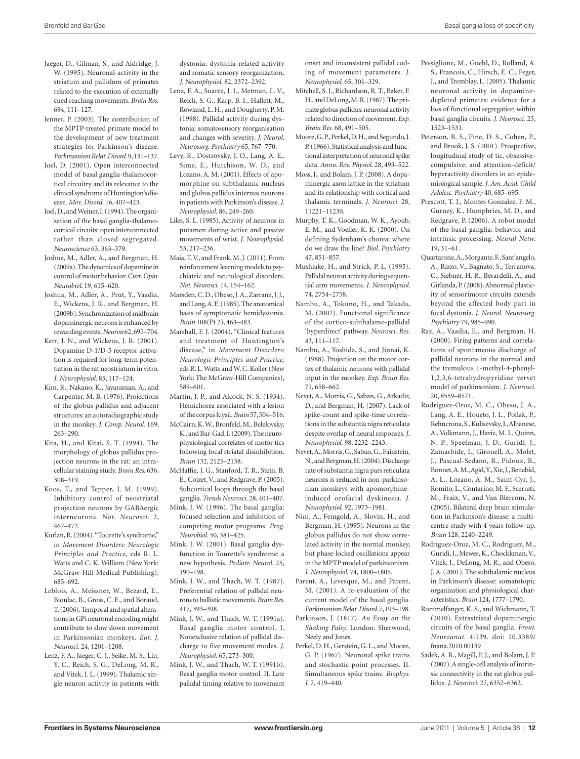Jaeger, D., Gilman, S., and Aldridge, J. W. (1995). Neuronal-activity in the striatum and pallidum of primates related to the execution of externally cued reaching movements. *Brain Res.* 694, 111–127.

Jenner, P. (2003). The contribution of the MPTP-treated primate model to the development of new treatment strategies for Parkinson's disease. *Parkinsonism Relat. Disord.* 9, 131–137.

Joel, D. (2001). Open interconnected model of basal ganglia-thalamocortical circuitry and its relevance to the clinical syndrome of Huntington's disease. *Mov. Disord.* 16, 407–423.

Joel, D., and Weiner, I. (1994). The organization of the basal ganglia-thalamocortical circuits: open interconnected rather than closed segregated. *Neuroscience* 63, 363–379.

Joshua, M., Adler, A., and Bergman, H. (2009a). The dynamics of dopamine in control of motor behavior. *Curr. Opin. Neurobiol.* 19, 615–620.

Joshua, M., Adler, A., Prut, Y., Vaadia, E., Wickens, J. R., and Bergman, H. (2009b). Synchronization of midbrain dopaminergic neurons is enhanced by rewarding events. *Neuron* 62, 695–704.

Kerr, J. N., and Wickens, J. R. (2001). Dopamine D-1/D-5 receptor activation is required for long-term potentiation in the rat neostriatum in vitro. *J. Neurophysiol.* 85, 117–124.

Kim, R., Nakano, K., Jayaraman, A., and Carpenter, M. B. (1976). Projections of the globus pallidus and adjacent structures: an autoradiographic study in the monkey. *J. Comp. Neurol.* 169, 263–290.

Kita, H., and Kitai, S. T. (1994). The morphology of globus pallidus projection neurons in the rat: an intracellular staining study. *Brain Res.* 636, 308–319.

Koos, T., and Tepper, J. M. (1999). Inhibitory control of neostriatal projection neurons by GABAergic interneurons. *Nat. Neurosci.* 2, 467–472.

Kurlan, R. (2004). "Tourette's syndrome," in *Movement Disorders: Neurologic Principles and Practice*, eds R. L. Watts and C. K. William (New York: McGraw-Hill Medical Publishing), 685–692.

Leblois, A., Meissner, W., Bezard, E., Bioulac, B., Gross, C. E., and Boraud, T. (2006). Temporal and spatial alterations in GPi neuronal encoding might contribute to slow down movement in Parkinsonian monkeys. *Eur. J. Neurosci.* 24, 1201–1208.

Lenz, F. A., Jaeger, C. J., Seike, M. S., Lin, Y. C., Reich, S. G., DeLong, M. R., and Vitek, J. L. (1999). Thalamic single neuron activity in patients with dystonia: dystonia-related activity and somatic sensory reorganization. *J. Neurophysiol.* 82, 2372–2392.

Lenz, F. A., Suarez, J. I., Metman, L. V., Reich, S. G., Karp, B. I., Hallett, M., Rowland, L. H., and Dougherty, P. M. (1998). Pallidal activity during dystonia: somatosensory reorganisation and changes with severity. *J. Neurol. Neurosurg. Psychiatry* 65, 767–770.

Levy, R., Dostrovsky, J. O., Lang, A. E., Sime, E., Hutchison, W. D., and Lozano, A. M. (2001). Effects of apomorphine on subthalamic nucleus and globus pallidus internus neurons in patients with Parkinson's disease. *J. Neurophysiol.* 86, 249–260.

Liles, S. L. (1985). Activity of neurons in putamen during active and passive movements of wrist. *J. Neurophysiol.* 53, 217–236.

Maia, T. V., and Frank, M. J. (2011). From reinforcement learning models to psychiatric and neurological disorders. *Nat. Neurosci.* 14, 154–162.

Marsden, C. D., Obeso, J. A., Zarranz, J. J., and Lang, A. E. (1985). The anatomical basis of symptomatic hemidystonia. *Brain* 108(Pt 2), 463–483.

Marshall, F. J. (2004). "Clinical features and treatment of Huntington's disease," in *Movement Disorders: Neurologic Principles and Practice*, eds R. L. Watts and W. C. Koller (New York: The McGraw-Hill Companies), 589–601.

Martin, J. P., and Alcock, N. S. (1934). Hemichorea associated with a lesion of the corpus luysii. *Brain* 57, 504–516.

McCairn, K. W., Bronfeld, M., Belelovsky, K., and Bar-Gad, I. (2009). The neurophysiological correlates of motor tics following focal striatal disinhibition. *Brain* 132, 2125–2138.

McHaffie, J. G., Stanford, T. R., Stein, B. E., Coizet, V., and Redgrave, P. (2005). Subcortical loops through the basal ganglia. *Trends Neurosci.* 28, 401–407.

Mink, J. W. (1996). The basal ganglia: focused selection and inhibition of competing motor programs. *Prog. Neurobiol.* 50, 381–425.

Mink, J. W. (2001). Basal ganglia dysfunction in Tourette's syndrome: a new hypothesis. *Pediatr. Neurol.* 25, 190–198.

Mink, J. W., and Thach, W. T. (1987). Preferential relation of pallidal neurons to ballistic movements. *Brain Res.* 417, 393–398.

Mink, J. W., and Thach, W. T. (1991a). Basal ganglia motor control. I. Nonexclusive relation of pallidal discharge to five movement modes. *J. Neurophysiol.* 65, 273–300.

Mink, J. W., and Thach, W. T. (1991b). Basal ganglia motor control. II. Late pallidal timing relative to movement onset and inconsistent pallidal coding of movement parameters. *J. Neurophysiol.* 65, 301–329.

Mitchell, S. J., Richardson, R. T., Baker, F. H., and DeLong, M. R. (1987). The primate globus pallidus: neuronal activity related to direction of movement. *Exp. Brain Res.* 68, 491–505.

Moore, G. P., Perkel, D. H., and Segundo, J. P. (1966). Statistical analysis and functional interpretation of neuronal spike data. *Annu. Rev. Physiol.* 28, 493–522.

Moss, J., and Bolam, J. P. (2008). A dopaminergic axon lattice in the striatum and its relationship with cortical and thalamic terminals. *J. Neurosci.* 28, 11221–11230.

Murphy, T. K., Goodman, W. K., Ayoub, E. M., and Voeller, K. K. (2000). On defining Sydenham's chorea: where do we draw the line? *Biol. Psychiatry* 47, 851–857.

Mushiake, H., and Strick, P. L. (1995). Pallidal neuron activity during sequential arm movements. *J. Neurophysiol.* 74, 2754–2758.

Nambu, A., Tokuno, H., and Takada, M. (2002). Functional significance of the cortico-subthalamo-pallidal 'hyperdirect' pathway. *Neurosci. Res.* 43, 111–117.

Nambu, A., Yoshida, S., and Jinnai, K. (1988). Projection on the motor cortex of thalamic neurons with pallidal input in the monkey. *Exp. Brain Res.* 71, 658–662.

Nevet, A., Morris, G., Saban, G., Arkadir, D., and Bergman, H. (2007). Lack of spike-count and spike-time correlations in the substantia nigra reticulata despite overlap of neural responses. *J. Neurophysiol.* 98, 2232–2243.

Nevet, A., Morris, G., Saban, G., Fainstein, N., and Bergman, H. (2004). Discharge rate of substantia nigra pars reticulata neurons is reduced in non-parkinsonian monkeys with apomorphine-induced orofacial dyskinesia. *J. Neurophysiol.* 92, 1973–1981.

Nini, A., Feingold, A., Slovin, H., and Bergman, H. (1995). Neurons in the globus pallidus do not show correlated activity in the normal monkey, but phase-locked oscillations appear in the MPTP model of parkinsonism. *J. Neurophysiol.* 74, 1800–1805.

Parent, A., Levesque, M., and Parent, M. (2001). A re-evaluation of the current model of the basal ganglia. *Parkinsonism Relat. Disord.* 7, 193–198.

Parkinson, J. (1817). *An Essay on the Shaking Palsy*. London: Sherwood, Neely and Jones.

Perkel, D. H., Gerstein, G. L., and Moore, G. P. (1967). Neuronal spike trains and stochastic point processes. II. Simultaneous spike trains. *Biophys. J.* 7, 419–440.

Pessiglione, M., Guehl, D., Rolland, A. S., Francois, C., Hirsch, E. C., Feger, J., and Tremblay, L. (2005). Thalamic neuronal activity in dopamine-depleted primates: evidence for a loss of functional segregation within basal ganglia circuits. *J. Neurosci.* 25, 1523–1531.

Peterson, B. S., Pine, D. S., Cohen, P., and Brook, J. S. (2001). Prospective, longitudinal study of tic, obsessive-compulsive, and attention-deficit/hyperactivity disorders in an epidemiological sample. *J. Am. Acad. Child Adolesc. Psychiatry* 40, 685–695.

Prescott, T. J., Montes Gonzalez, F. M., Gurney, K., Humphries, M. D., and Redgrave, P. (2006). A robot model of the basal ganglia: behavior and intrinsic processing. *Neural Netw.* 19, 31–61.

Quartarone, A., Morgante, F., Sant'angelo, A., Rizzo, V., Bagnato, S., Terranova, C., Siebner, H. R., Berardelli, A., and Girlanda, P. (2008). Abnormal plasticity of sensorimotor circuits extends beyond the affected body part in focal dystonia. *J. Neurol. Neurosurg. Psychiatry* 79, 985–990.

Raz, A., Vaadia, E., and Bergman, H. (2000). Firing patterns and correlations of spontaneous discharge of pallidal neurons in the normal and the tremulous 1-methyl-4-phenyl-1,2,3,6-tetrahydropyridine vervet model of parkinsonism. *J. Neurosci.* 20, 8559–8571.

Rodriguez-Oroz, M. C., Obeso, J. A., Lang, A. E., Houeto, J. L., Pollak, P., Rehncrona, S., Kulisevsky, J., Albanese, A., Volkmann, J., Hariz, M. I., Quinn, N. P., Speelman, J. D., Guridi, J., Zamarbide, I., Gironell, A., Molet, J., Pascual-Sedano, B., Pidoux, B., Bonnet, A. M., Agid, Y., Xie, J., Benabid, A. L., Lozano, A. M., Saint-Cyr, J., Romito, L., Contarino, M. F., Scerrati, M., Fraix, V., and Van Blercom, N. (2005). Bilateral deep brain stimulation in Parkinson's disease: a multicentre study with 4 years follow-up. *Brain* 128, 2240–2249.

Rodriguez-Oroz, M. C., Rodriguez, M., Guridi, J., Mewes, K., Chockkman, V., Vitek, J., DeLong, M. R., and Obeso, J. A. (2001). The subthalamic nucleus in Parkinson's disease: somatotopic organization and physiological characteristics. *Brain* 124, 1777–1790.

Rommelfanger, K. S., and Wichmann, T. (2010). Extrastriatal dopaminergic circuits of the basal ganglia. *Front. Neuroanat.* 4:139. doi: 10.3389/fnana.2010.00139

Sadek, A. R., Magill, P. J., and Bolam, J. P. (2007). A single-cell analysis of intrinsic connectivity in the rat globus pallidus. *J. Neurosci.* 27, 6352–6362.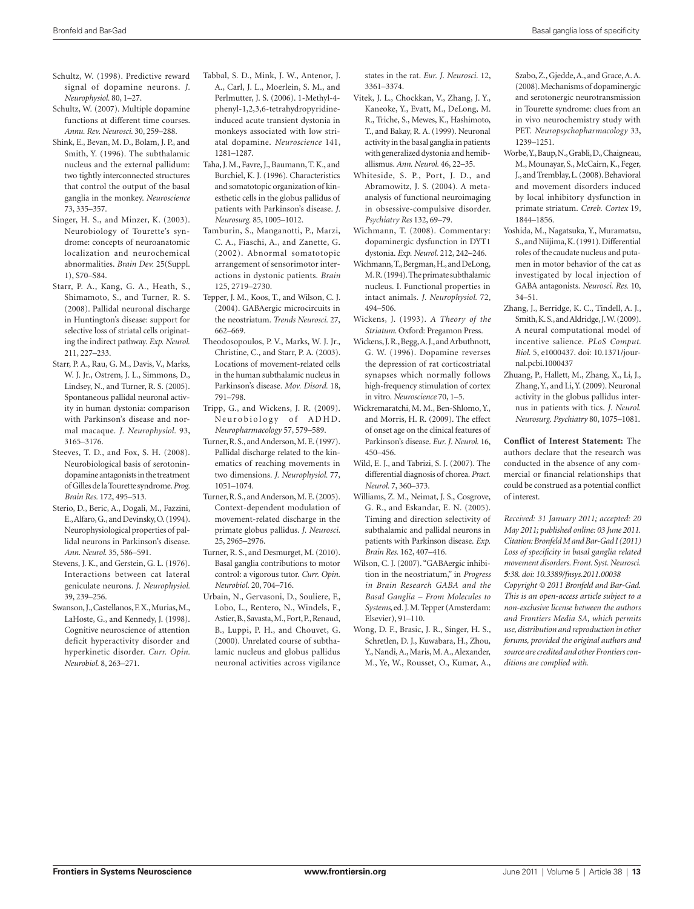Schultz, W. (1998). Predictive reward signal of dopamine neurons. *J. Neurophysiol.* 80, 1–27.

Schultz, W. (2007). Multiple dopamine functions at different time courses. *Annu. Rev. Neurosci.* 30, 259–288.

Shink, E., Bevan, M. D., Bolam, J. P., and Smith, Y. (1996). The subthalamic nucleus and the external pallidum: two tightly interconnected structures that control the output of the basal ganglia in the monkey. *Neuroscience* 73, 335–357.

Singer, H. S., and Minzer, K. (2003). Neurobiology of Tourette's syndrome: concepts of neuroanatomic localization and neurochemical abnormalities. *Brain Dev.* 25(Suppl. 1), S70–S84.

Starr, P. A., Kang, G. A., Heath, S., Shimamoto, S., and Turner, R. S. (2008). Pallidal neuronal discharge in Huntington's disease: support for selective loss of striatal cells originating the indirect pathway. *Exp. Neurol.* 211, 227–233.

Starr, P. A., Rau, G. M., Davis, V., Marks, W. J. Jr., Ostrem, J. L., Simmons, D., Lindsey, N., and Turner, R. S. (2005). Spontaneous pallidal neuronal activity in human dystonia: comparison with Parkinson's disease and normal macaque. *J. Neurophysiol.* 93, 3165–3176.

Steeves, T. D., and Fox, S. H. (2008). Neurobiological basis of serotonin-dopamine antagonists in the treatment of Gilles de la Tourette syndrome. *Prog. Brain Res.* 172, 495–513.

Sterio, D., Beric, A., Dogali, M., Fazzini, E., Alfaro, G., and Devinsky, O. (1994). Neurophysiological properties of pallidal neurons in Parkinson's disease. *Ann. Neurol.* 35, 586–591.

Stevens, J. K., and Gerstein, G. L. (1976). Interactions between cat lateral geniculate neurons. *J. Neurophysiol.* 39, 239–256.

Swanson, J., Castellanos, F. X., Murias, M., LaHoste, G., and Kennedy, J. (1998). Cognitive neuroscience of attention deficit hyperactivity disorder and hyperkinetic disorder. *Curr. Opin. Neurobiol.* 8, 263–271.

Tabbal, S. D., Mink, J. W., Antenor, J. A., Carl, J. L., Moerlein, S. M., and Perlmutter, J. S. (2006). 1-Methyl-4-phenyl-1,2,3,6-tetrahydropyridine-induced acute transient dystonia in monkeys associated with low striatal dopamine. *Neuroscience* 141, 1281–1287.

Taha, J. M., Favre, J., Baumann, T. K., and Burchiel, K. J. (1996). Characteristics and somatotopic organization of kinesthetic cells in the globus pallidus of patients with Parkinson's disease. *J. Neurosurg.* 85, 1005–1012.

Tamburin, S., Manganotti, P., Marzi, C. A., Fiaschi, A., and Zanette, G. (2002). Abnormal somatotopic arrangement of sensorimotor interactions in dystonic patients. *Brain* 125, 2719–2730.

Tepper, J. M., Koos, T., and Wilson, C. J. (2004). GABAergic microcircuits in the neostriatum. *Trends Neurosci.* 27, 662–669.

Theodosopoulos, P. V., Marks, W. J. Jr., Christine, C., and Starr, P. A. (2003). Locations of movement-related cells in the human subthalamic nucleus in Parkinson's disease. *Mov. Disord.* 18, 791–798.

Tripp, G., and Wickens, J. R. (2009). Neurobiology of ADHD. *Neuropharmacology* 57, 579–589.

Turner, R. S., and Anderson, M. E. (1997). Pallidal discharge related to the kinematics of reaching movements in two dimensions. *J. Neurophysiol.* 77, 1051–1074.

Turner, R. S., and Anderson, M. E. (2005). Context-dependent modulation of movement-related discharge in the primate globus pallidus. *J. Neurosci.* 25, 2965–2976.

Turner, R. S., and Desmurget, M. (2010). Basal ganglia contributions to motor control: a vigorous tutor. *Curr. Opin. Neurobiol.* 20, 704–716.

Urbain, N., Gervasoni, D., Souliere, F., Lobo, L., Rentero, N., Windels, F., Astier, B., Savasta, M., Fort, P., Renaud, B., Luppi, P. H., and Chouvet, G. (2000). Unrelated course of subthalamic nucleus and globus pallidus neuronal activities across vigilance states in the rat. *Eur. J. Neurosci.* 12, 3361–3374.

Vitek, J. L., Chockkan, V., Zhang, J. Y., Kaneoke, Y., Evatt, M., DeLong, M. R., Triche, S., Mewes, K., Hashimoto, T., and Bakay, R. A. (1999). Neuronal activity in the basal ganglia in patients with generalized dystonia and hemiballismus. *Ann. Neurol.* 46, 22–35.

Whiteside, S. P., Port, J. D., and Abramowitz, J. S. (2004). A meta-analysis of functional neuroimaging in obsessive-compulsive disorder. *Psychiatry Res* 132, 69–79.

Wichmann, T. (2008). Commentary: dopaminergic dysfunction in DYT1 dystonia. *Exp. Neurol.* 212, 242–246.

Wichmann, T., Bergman, H., and DeLong, M. R. (1994). The primate subthalamic nucleus. I. Functional properties in intact animals. *J. Neurophysiol.* 72, 494–506.

Wickens, J. (1993). *A Theory of the Striatum.* Oxford: Pergamon Press.

Wickens, J. R., Begg, A. J., and Arbuthnott, G. W. (1996). Dopamine reverses the depression of rat corticostriatal synapses which normally follows high-frequency stimulation of cortex in vitro. *Neuroscience* 70, 1–5.

Wickremaratchi, M. M., Ben-Shlomo, Y., and Morris, H. R. (2009). The effect of onset age on the clinical features of Parkinson's disease. *Eur. J. Neurol.* 16, 450–456.

Wild, E. J., and Tabrizi, S. J. (2007). The differential diagnosis of chorea. *Pract. Neurol.* 7, 360–373.

Williams, Z. M., Neimat, J. S., Cosgrove, G. R., and Eskandar, E. N. (2005). Timing and direction selectivity of subthalamic and pallidal neurons in patients with Parkinson disease. *Exp. Brain Res.* 162, 407–416.

Wilson, C. J. (2007). "GABAergic inhibition in the neostriatum," in *Progress in Brain Research GABA and the Basal Ganglia – From Molecules to Systems*, ed. J. M. Tepper (Amsterdam: Elsevier), 91–110.

Wong, D. F., Brasic, J. R., Singer, H. S., Schretlen, D. J., Kuwabara, H., Zhou, Y., Nandi, A., Maris, M. A., Alexander, M., Ye, W., Rousset, O., Kumar, A., Szabo, Z., Gjedde, A., and Grace, A. A. (2008). Mechanisms of dopaminergic and serotonergic neurotransmission in Tourette syndrome: clues from an in vivo neurochemistry study with PET. *Neuropsychopharmacology* 33, 1239–1251.

Worbe, Y., Baup, N., Grabli, D., Chaigneau, M., Mounayar, S., McCairn, K., Feger, J., and Tremblay, L. (2008). Behavioral and movement disorders induced by local inhibitory dysfunction in primate striatum. *Cereb. Cortex* 19, 1844–1856.

Yoshida, M., Nagatsuka, Y., Muramatsu, S., and Niijima, K. (1991). Differential roles of the caudate nucleus and putamen in motor behavior of the cat as investigated by local injection of GABA antagonists. *Neurosci. Res.* 10, 34–51.

Zhang, J., Berridge, K. C., Tindell, A. J., Smith, K. S., and Aldridge, J. W. (2009). A neural computational model of incentive salience. *PLoS Comput. Biol.* 5, e1000437. doi: 10.1371/journal.pcbi.1000437

Zhuang, P., Hallett, M., Zhang, X., Li, J., Zhang, Y., and Li, Y. (2009). Neuronal activity in the globus pallidus internus in patients with tics. *J. Neurol. Neurosurg. Psychiatry* 80, 1075–1081.

**Conflict of Interest Statement:** The authors declare that the research was conducted in the absence of any commercial or financial relationships that could be construed as a potential conflict of interest.

*Received: 31 January 2011; accepted: 20 May 2011; published online: 03 June 2011.*
*Citation: Bronfeld M and Bar-Gad I (2011) Loss of specificity in basal ganglia related movement disorders. Front. Syst. Neurosci.* ***5****:38. doi: 10.3389/fnsys.2011.00038*
*Copyright © 2011 Bronfeld and Bar-Gad. This is an open-access article subject to a non-exclusive license between the authors and Frontiers Media SA, which permits use, distribution and reproduction in other forums, provided the original authors and source are credited and other Frontiers conditions are complied with.*